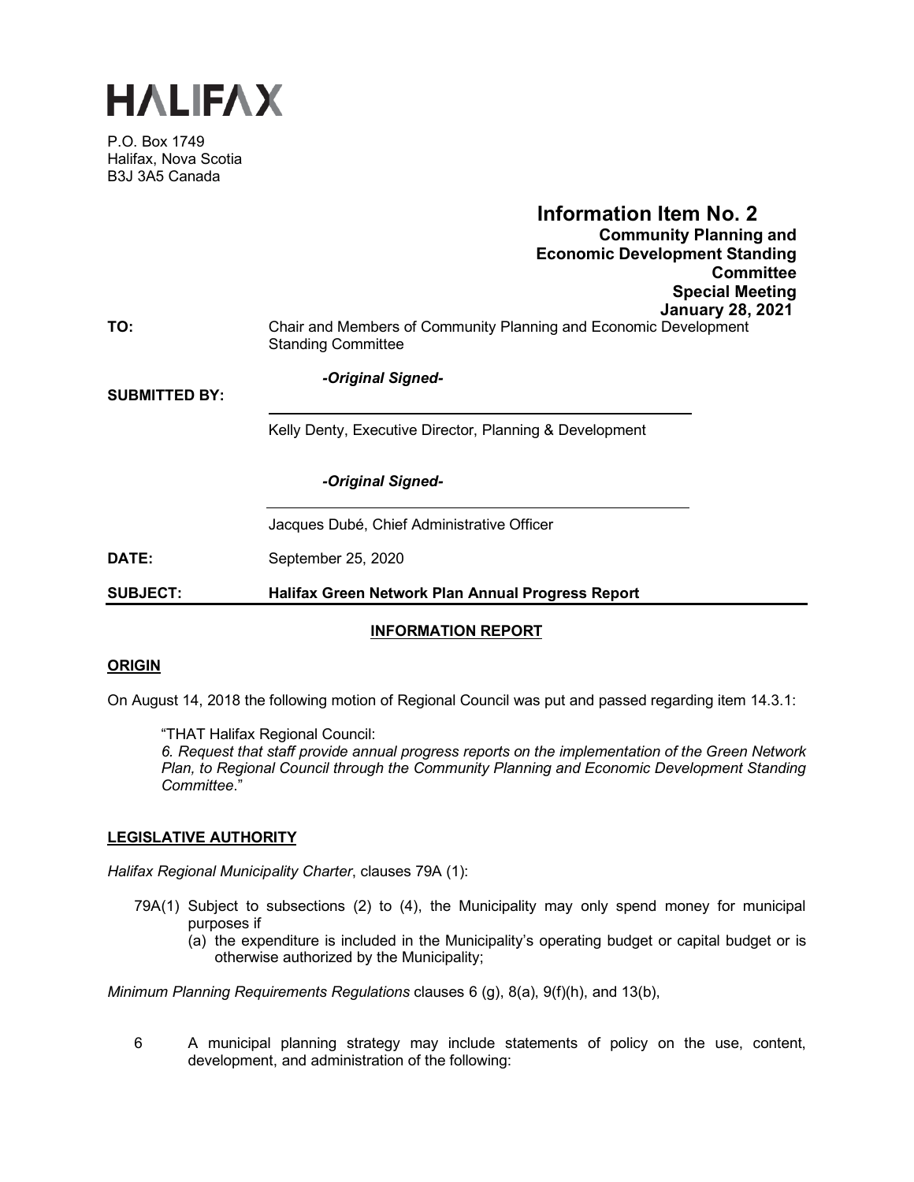# HALIFAX

P.O. Box 1749
Halifax, Nova Scotia
B3J 3A5 Canada

**Information Item No. 2**
**Community Planning and Economic Development Standing Committee**
**Special Meeting**
**January 28, 2021**

**TO:** Chair and Members of Community Planning and Economic Development Standing Committee

**SUBMITTED BY:**

*-Original Signed-*

Kelly Denty, Executive Director, Planning & Development

*-Original Signed-*

Jacques Dubé, Chief Administrative Officer

**DATE:** September 25, 2020

**SUBJECT: Halifax Green Network Plan Annual Progress Report**

## INFORMATION REPORT

### ORIGIN

On August 14, 2018 the following motion of Regional Council was put and passed regarding item 14.3.1:

> "THAT Halifax Regional Council:
> *6. Request that staff provide annual progress reports on the implementation of the Green Network Plan, to Regional Council through the Community Planning and Economic Development Standing Committee*."

### LEGISLATIVE AUTHORITY

*Halifax Regional Municipality Charter*, clauses 79A (1):

> 79A(1) Subject to subsections (2) to (4), the Municipality may only spend money for municipal purposes if
> (a) the expenditure is included in the Municipality's operating budget or capital budget or is otherwise authorized by the Municipality;

*Minimum Planning Requirements Regulations* clauses 6 (g), 8(a), 9(f)(h), and 13(b),

> 6 A municipal planning strategy may include statements of policy on the use, content, development, and administration of the following: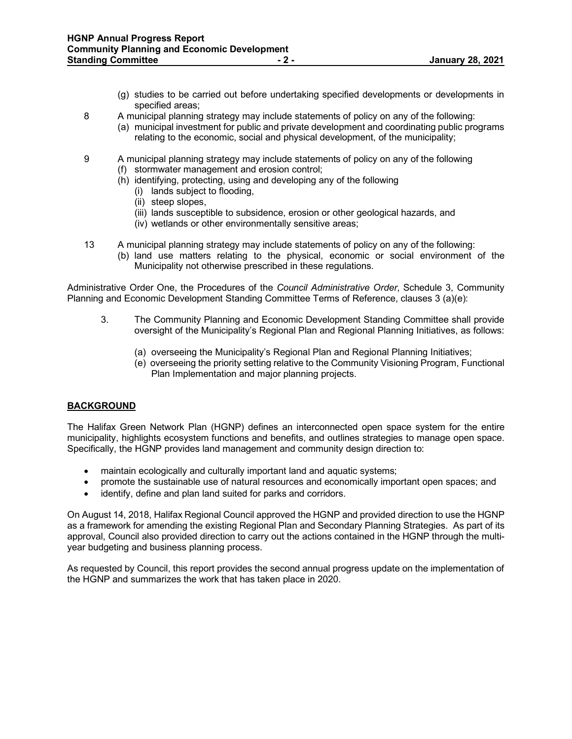(g) studies to be carried out before undertaking specified developments or developments in specified areas;

8 A municipal planning strategy may include statements of policy on any of the following:

(a) municipal investment for public and private development and coordinating public programs relating to the economic, social and physical development, of the municipality;

9 A municipal planning strategy may include statements of policy on any of the following

(f) stormwater management and erosion control;

(h) identifying, protecting, using and developing any of the following

(i) lands subject to flooding,

(ii) steep slopes,

(iii) lands susceptible to subsidence, erosion or other geological hazards, and

(iv) wetlands or other environmentally sensitive areas;

13 A municipal planning strategy may include statements of policy on any of the following:

(b) land use matters relating to the physical, economic or social environment of the Municipality not otherwise prescribed in these regulations.

Administrative Order One, the Procedures of the *Council Administrative Order*, Schedule 3, Community Planning and Economic Development Standing Committee Terms of Reference, clauses 3 (a)(e):

3. The Community Planning and Economic Development Standing Committee shall provide oversight of the Municipality's Regional Plan and Regional Planning Initiatives, as follows:

(a) overseeing the Municipality's Regional Plan and Regional Planning Initiatives;

(e) overseeing the priority setting relative to the Community Visioning Program, Functional Plan Implementation and major planning projects.

## BACKGROUND

The Halifax Green Network Plan (HGNP) defines an interconnected open space system for the entire municipality, highlights ecosystem functions and benefits, and outlines strategies to manage open space. Specifically, the HGNP provides land management and community design direction to:

- maintain ecologically and culturally important land and aquatic systems;
- promote the sustainable use of natural resources and economically important open spaces; and
- identify, define and plan land suited for parks and corridors.

On August 14, 2018, Halifax Regional Council approved the HGNP and provided direction to use the HGNP as a framework for amending the existing Regional Plan and Secondary Planning Strategies. As part of its approval, Council also provided direction to carry out the actions contained in the HGNP through the multi-year budgeting and business planning process.

As requested by Council, this report provides the second annual progress update on the implementation of the HGNP and summarizes the work that has taken place in 2020.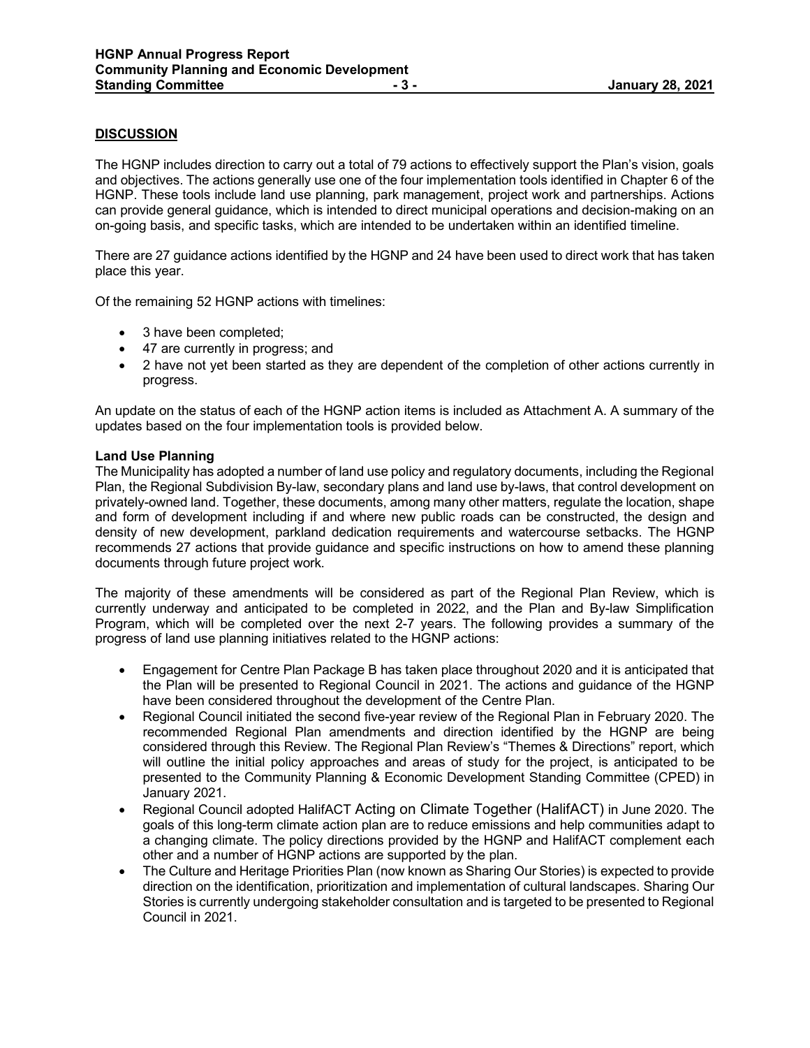## DISCUSSION

The HGNP includes direction to carry out a total of 79 actions to effectively support the Plan's vision, goals and objectives. The actions generally use one of the four implementation tools identified in Chapter 6 of the HGNP. These tools include land use planning, park management, project work and partnerships. Actions can provide general guidance, which is intended to direct municipal operations and decision-making on an on-going basis, and specific tasks, which are intended to be undertaken within an identified timeline.

There are 27 guidance actions identified by the HGNP and 24 have been used to direct work that has taken place this year.

Of the remaining 52 HGNP actions with timelines:

- 3 have been completed;
- 47 are currently in progress; and
- 2 have not yet been started as they are dependent of the completion of other actions currently in progress.

An update on the status of each of the HGNP action items is included as Attachment A. A summary of the updates based on the four implementation tools is provided below.

### Land Use Planning

The Municipality has adopted a number of land use policy and regulatory documents, including the Regional Plan, the Regional Subdivision By-law, secondary plans and land use by-laws, that control development on privately-owned land. Together, these documents, among many other matters, regulate the location, shape and form of development including if and where new public roads can be constructed, the design and density of new development, parkland dedication requirements and watercourse setbacks. The HGNP recommends 27 actions that provide guidance and specific instructions on how to amend these planning documents through future project work.

The majority of these amendments will be considered as part of the Regional Plan Review, which is currently underway and anticipated to be completed in 2022, and the Plan and By-law Simplification Program, which will be completed over the next 2-7 years. The following provides a summary of the progress of land use planning initiatives related to the HGNP actions:

- Engagement for Centre Plan Package B has taken place throughout 2020 and it is anticipated that the Plan will be presented to Regional Council in 2021. The actions and guidance of the HGNP have been considered throughout the development of the Centre Plan.
- Regional Council initiated the second five-year review of the Regional Plan in February 2020. The recommended Regional Plan amendments and direction identified by the HGNP are being considered through this Review. The Regional Plan Review's "Themes & Directions" report, which will outline the initial policy approaches and areas of study for the project, is anticipated to be presented to the Community Planning & Economic Development Standing Committee (CPED) in January 2021.
- Regional Council adopted HalifACT Acting on Climate Together (HalifACT) in June 2020. The goals of this long-term climate action plan are to reduce emissions and help communities adapt to a changing climate. The policy directions provided by the HGNP and HalifACT complement each other and a number of HGNP actions are supported by the plan.
- The Culture and Heritage Priorities Plan (now known as Sharing Our Stories) is expected to provide direction on the identification, prioritization and implementation of cultural landscapes. Sharing Our Stories is currently undergoing stakeholder consultation and is targeted to be presented to Regional Council in 2021.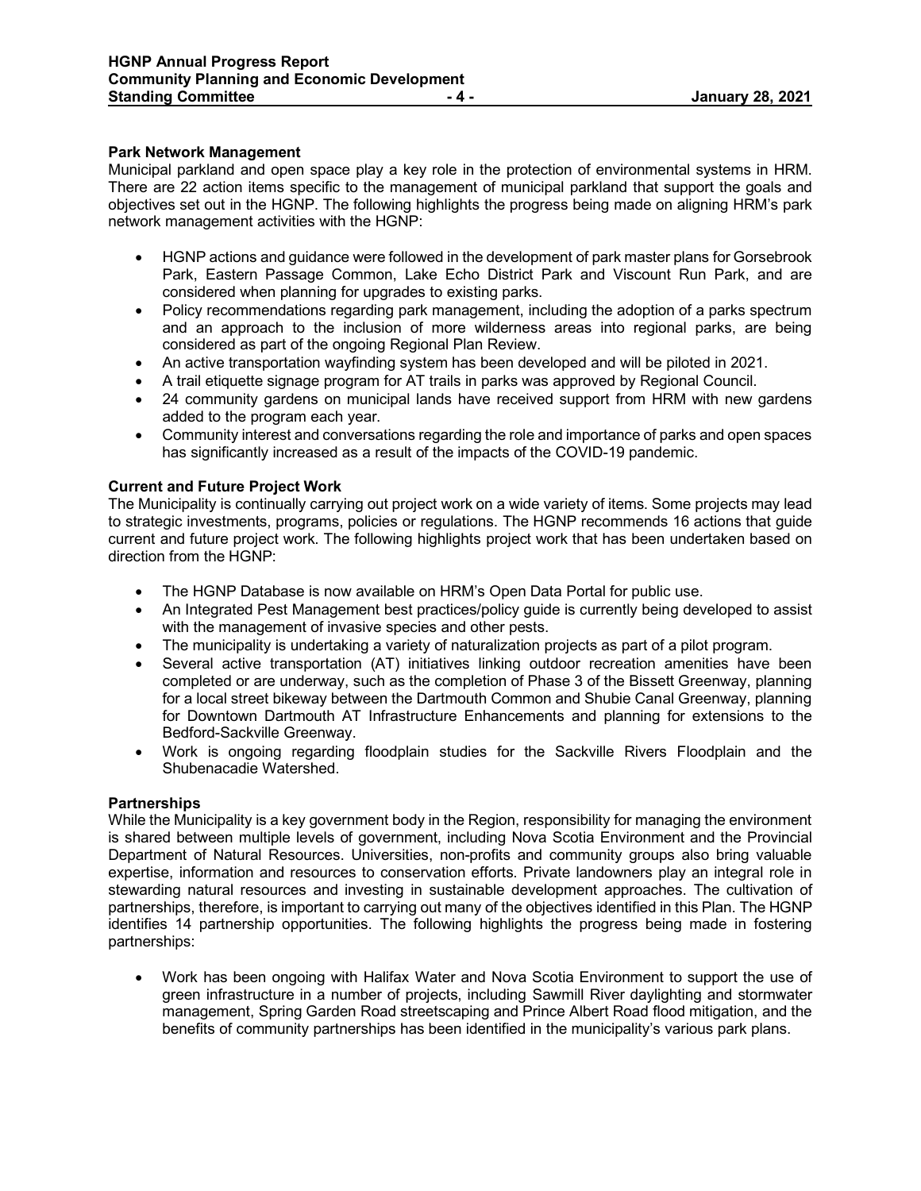**Park Network Management**

Municipal parkland and open space play a key role in the protection of environmental systems in HRM. There are 22 action items specific to the management of municipal parkland that support the goals and objectives set out in the HGNP. The following highlights the progress being made on aligning HRM's park network management activities with the HGNP:

- HGNP actions and guidance were followed in the development of park master plans for Gorsebrook Park, Eastern Passage Common, Lake Echo District Park and Viscount Run Park, and are considered when planning for upgrades to existing parks.
- Policy recommendations regarding park management, including the adoption of a parks spectrum and an approach to the inclusion of more wilderness areas into regional parks, are being considered as part of the ongoing Regional Plan Review.
- An active transportation wayfinding system has been developed and will be piloted in 2021.
- A trail etiquette signage program for AT trails in parks was approved by Regional Council.
- 24 community gardens on municipal lands have received support from HRM with new gardens added to the program each year.
- Community interest and conversations regarding the role and importance of parks and open spaces has significantly increased as a result of the impacts of the COVID-19 pandemic.

**Current and Future Project Work**

The Municipality is continually carrying out project work on a wide variety of items. Some projects may lead to strategic investments, programs, policies or regulations. The HGNP recommends 16 actions that guide current and future project work. The following highlights project work that has been undertaken based on direction from the HGNP:

- The HGNP Database is now available on HRM's Open Data Portal for public use.
- An Integrated Pest Management best practices/policy guide is currently being developed to assist with the management of invasive species and other pests.
- The municipality is undertaking a variety of naturalization projects as part of a pilot program.
- Several active transportation (AT) initiatives linking outdoor recreation amenities have been completed or are underway, such as the completion of Phase 3 of the Bissett Greenway, planning for a local street bikeway between the Dartmouth Common and Shubie Canal Greenway, planning for Downtown Dartmouth AT Infrastructure Enhancements and planning for extensions to the Bedford-Sackville Greenway.
- Work is ongoing regarding floodplain studies for the Sackville Rivers Floodplain and the Shubenacadie Watershed.

**Partnerships**

While the Municipality is a key government body in the Region, responsibility for managing the environment is shared between multiple levels of government, including Nova Scotia Environment and the Provincial Department of Natural Resources. Universities, non-profits and community groups also bring valuable expertise, information and resources to conservation efforts. Private landowners play an integral role in stewarding natural resources and investing in sustainable development approaches. The cultivation of partnerships, therefore, is important to carrying out many of the objectives identified in this Plan. The HGNP identifies 14 partnership opportunities. The following highlights the progress being made in fostering partnerships:

- Work has been ongoing with Halifax Water and Nova Scotia Environment to support the use of green infrastructure in a number of projects, including Sawmill River daylighting and stormwater management, Spring Garden Road streetscaping and Prince Albert Road flood mitigation, and the benefits of community partnerships has been identified in the municipality's various park plans.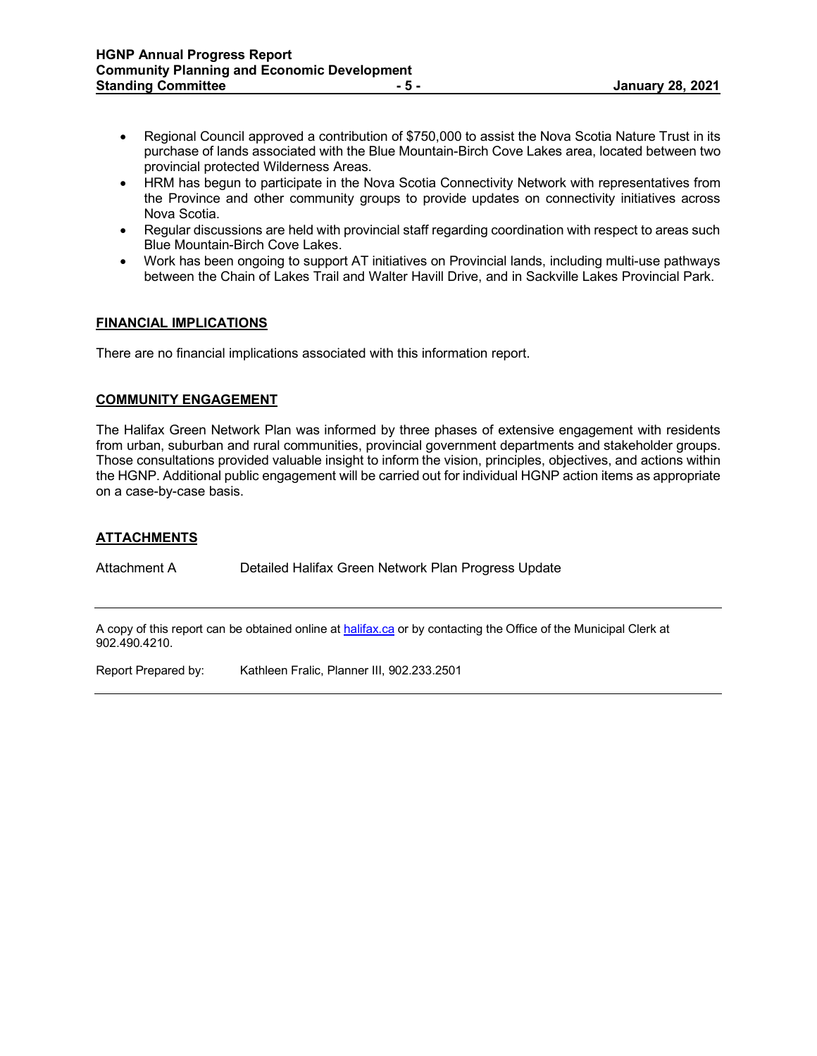- Regional Council approved a contribution of $750,000 to assist the Nova Scotia Nature Trust in its purchase of lands associated with the Blue Mountain-Birch Cove Lakes area, located between two provincial protected Wilderness Areas.
- HRM has begun to participate in the Nova Scotia Connectivity Network with representatives from the Province and other community groups to provide updates on connectivity initiatives across Nova Scotia.
- Regular discussions are held with provincial staff regarding coordination with respect to areas such Blue Mountain-Birch Cove Lakes.
- Work has been ongoing to support AT initiatives on Provincial lands, including multi-use pathways between the Chain of Lakes Trail and Walter Havill Drive, and in Sackville Lakes Provincial Park.

## FINANCIAL IMPLICATIONS

There are no financial implications associated with this information report.

## COMMUNITY ENGAGEMENT

The Halifax Green Network Plan was informed by three phases of extensive engagement with residents from urban, suburban and rural communities, provincial government departments and stakeholder groups. Those consultations provided valuable insight to inform the vision, principles, objectives, and actions within the HGNP. Additional public engagement will be carried out for individual HGNP action items as appropriate on a case-by-case basis.

## ATTACHMENTS

Attachment A Detailed Halifax Green Network Plan Progress Update

---

A copy of this report can be obtained online at [halifax.ca](halifax.ca) or by contacting the Office of the Municipal Clerk at 902.490.4210.

Report Prepared by: Kathleen Fralic, Planner III, 902.233.2501

---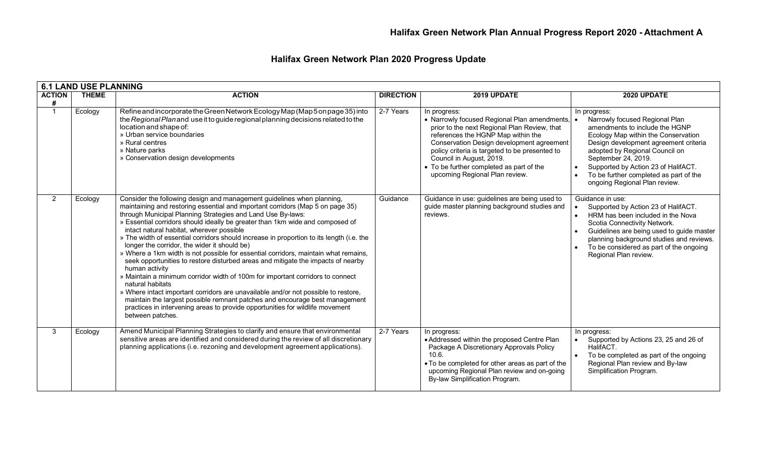# Halifax Green Network Plan Annual Progress Report 2020 - Attachment A

## Halifax Green Network Plan 2020 Progress Update

| **6.1 LAND USE PLANNING** | | | | | |
|---|---|---|---|---|---|
| **ACTION #** | **THEME** | **ACTION** | **DIRECTION** | **2019 UPDATE** | **2020 UPDATE** |
| 1 | Ecology | Refine and incorporate the Green Network Ecology Map (Map 5 on page 35) into the *Regional Plan* and use it to guide regional planning decisions related to the location and shape of:<br>» Urban service boundaries<br>» Rural centres<br>» Nature parks<br>» Conservation design developments | 2-7 Years | In progress:<br>• Narrowly focused Regional Plan amendments, prior to the next Regional Plan Review, that references the HGNP Map within the Conservation Design development agreement policy criteria is targeted to be presented to Council in August, 2019.<br>• To be further completed as part of the upcoming Regional Plan review. | In progress:<br>• Narrowly focused Regional Plan amendments to include the HGNP Ecology Map within the Conservation Design development agreement criteria adopted by Regional Council on September 24, 2019.<br>• Supported by Action 23 of HalifACT.<br>• To be further completed as part of the ongoing Regional Plan review. |
| 2 | Ecology | Consider the following design and management guidelines when planning, maintaining and restoring essential and important corridors (Map 5 on page 35) through Municipal Planning Strategies and Land Use By-laws:<br>» Essential corridors should ideally be greater than 1km wide and composed of intact natural habitat, wherever possible<br>» The width of essential corridors should increase in proportion to its length (i.e. the longer the corridor, the wider it should be)<br>» Where a 1km width is not possible for essential corridors, maintain what remains, seek opportunities to restore disturbed areas and mitigate the impacts of nearby human activity<br>» Maintain a minimum corridor width of 100m for important corridors to connect natural habitats<br>» Where intact important corridors are unavailable and/or not possible to restore, maintain the largest possible remnant patches and encourage best management practices in intervening areas to provide opportunities for wildlife movement between patches. | Guidance | Guidance in use: guidelines are being used to guide master planning background studies and reviews. | Guidance in use:<br>• Supported by Action 23 of HalifACT.<br>• HRM has been included in the Nova Scotia Connectivity Network.<br>• Guidelines are being used to guide master planning background studies and reviews.<br>• To be considered as part of the ongoing Regional Plan review. |
| 3 | Ecology | Amend Municipal Planning Strategies to clarify and ensure that environmental sensitive areas are identified and considered during the review of all discretionary planning applications (i.e. rezoning and development agreement applications). | 2-7 Years | In progress:<br>• Addressed within the proposed Centre Plan Package A Discretionary Approvals Policy 10.6.<br>• To be completed for other areas as part of the upcoming Regional Plan review and on-going By-law Simplification Program. | In progress:<br>• Supported by Actions 23, 25 and 26 of HalifACT.<br>• To be completed as part of the ongoing Regional Plan review and By-law Simplification Program. |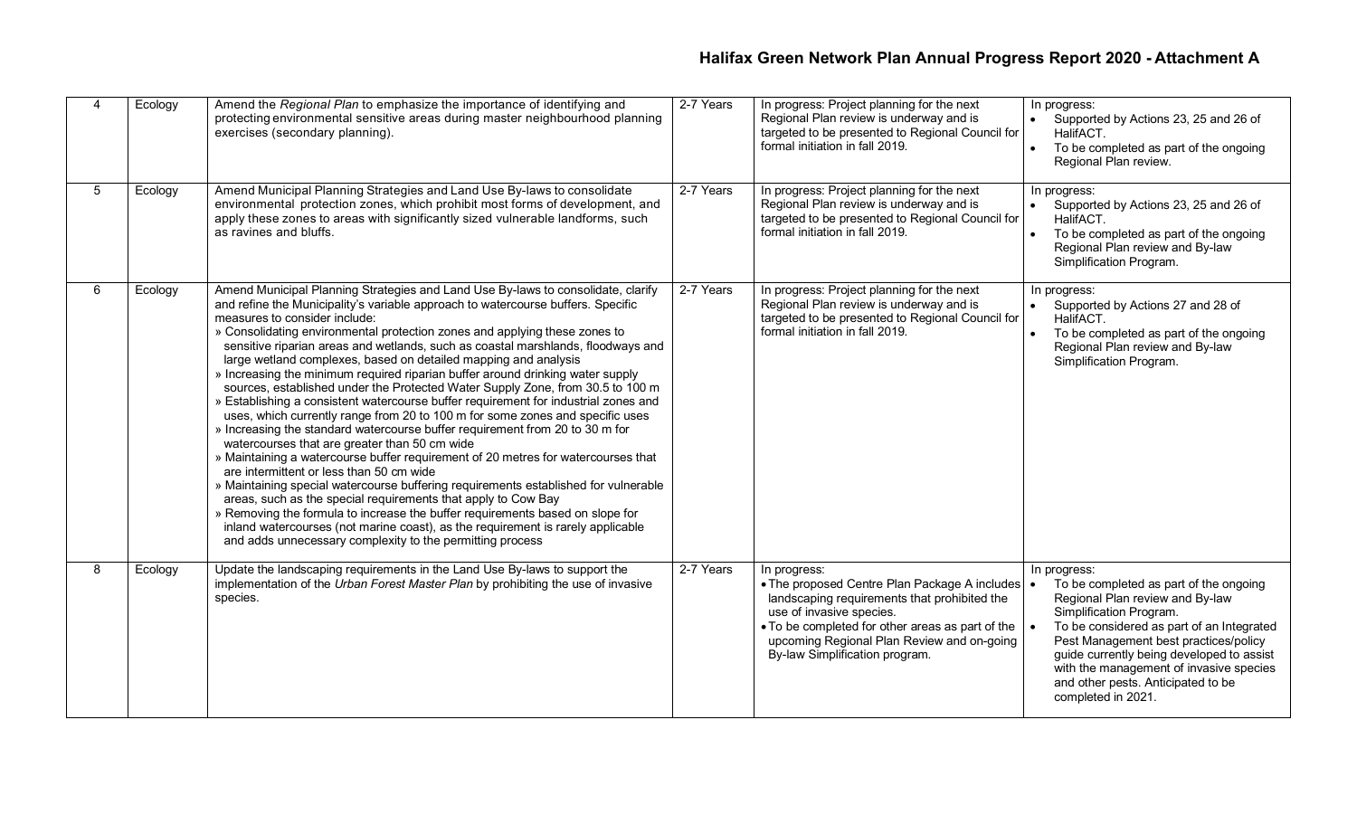| 4 | Ecology | Amend the *Regional Plan* to emphasize the importance of identifying and protecting environmental sensitive areas during master neighbourhood planning exercises (secondary planning). | 2-7 Years | In progress: Project planning for the next Regional Plan review is underway and is targeted to be presented to Regional Council for formal initiation in fall 2019. | In progress:<br>• Supported by Actions 23, 25 and 26 of HalifACT.<br>• To be completed as part of the ongoing Regional Plan review. |
|---|---|---|---|---|---|
| 5 | Ecology | Amend Municipal Planning Strategies and Land Use By-laws to consolidate environmental protection zones, which prohibit most forms of development, and apply these zones to areas with significantly sized vulnerable landforms, such as ravines and bluffs. | 2-7 Years | In progress: Project planning for the next Regional Plan review is underway and is targeted to be presented to Regional Council for formal initiation in fall 2019. | In progress:<br>• Supported by Actions 23, 25 and 26 of HalifACT.<br>• To be completed as part of the ongoing Regional Plan review and By-law Simplification Program. |
| 6 | Ecology | Amend Municipal Planning Strategies and Land Use By-laws to consolidate, clarify and refine the Municipality's variable approach to watercourse buffers. Specific measures to consider include:<br>» Consolidating environmental protection zones and applying these zones to sensitive riparian areas and wetlands, such as coastal marshlands, floodways and large wetland complexes, based on detailed mapping and analysis<br>» Increasing the minimum required riparian buffer around drinking water supply sources, established under the Protected Water Supply Zone, from 30.5 to 100 m<br>» Establishing a consistent watercourse buffer requirement for industrial zones and uses, which currently range from 20 to 100 m for some zones and specific uses<br>» Increasing the standard watercourse buffer requirement from 20 to 30 m for watercourses that are greater than 50 cm wide<br>» Maintaining a watercourse buffer requirement of 20 metres for watercourses that are intermittent or less than 50 cm wide<br>» Maintaining special watercourse buffering requirements established for vulnerable areas, such as the special requirements that apply to Cow Bay<br>» Removing the formula to increase the buffer requirements based on slope for inland watercourses (not marine coast), as the requirement is rarely applicable and adds unnecessary complexity to the permitting process | 2-7 Years | In progress: Project planning for the next Regional Plan review is underway and is targeted to be presented to Regional Council for formal initiation in fall 2019. | In progress:<br>• Supported by Actions 27 and 28 of HalifACT.<br>• To be completed as part of the ongoing Regional Plan review and By-law Simplification Program. |
| 8 | Ecology | Update the landscaping requirements in the Land Use By-laws to support the implementation of the *Urban Forest Master Plan* by prohibiting the use of invasive species. | 2-7 Years | In progress:<br>• The proposed Centre Plan Package A includes landscaping requirements that prohibited the use of invasive species.<br>• To be completed for other areas as part of the upcoming Regional Plan Review and on-going By-law Simplification program. | In progress:<br>• To be completed as part of the ongoing Regional Plan review and By-law Simplification Program.<br>• To be considered as part of an Integrated Pest Management best practices/policy guide currently being developed to assist with the management of invasive species and other pests. Anticipated to be completed in 2021. |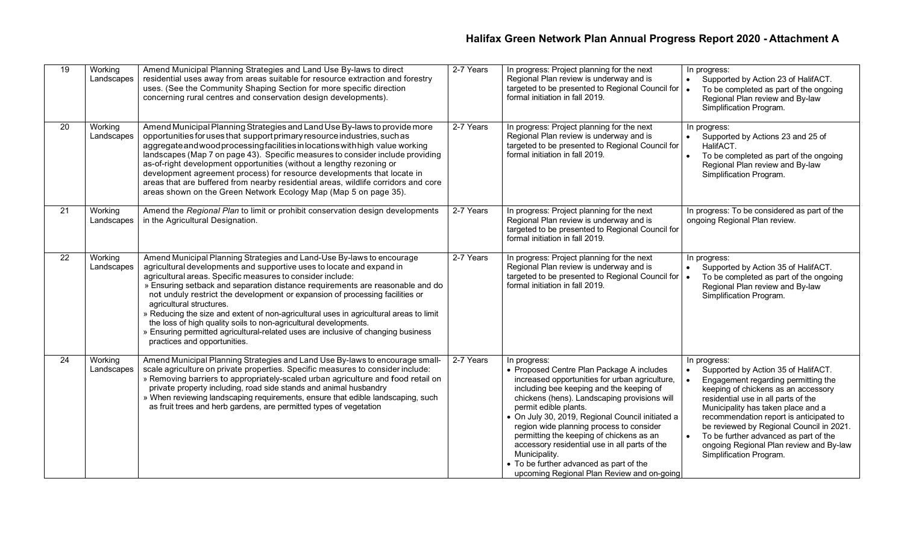| 19 | Working Landscapes | Amend Municipal Planning Strategies and Land Use By-laws to direct residential uses away from areas suitable for resource extraction and forestry uses. (See the Community Shaping Section for more specific direction concerning rural centres and conservation design developments). | 2-7 Years | In progress: Project planning for the next Regional Plan review is underway and is targeted to be presented to Regional Council for formal initiation in fall 2019. | In progress:<br>• Supported by Action 23 of HalifACT.<br>• To be completed as part of the ongoing Regional Plan review and By-law Simplification Program. |
|---|---|---|---|---|---|
| 20 | Working Landscapes | Amend Municipal Planning Strategies and Land Use By-laws to provide more opportunities for uses that support primary resource industries, such as aggregate and wood processing facilities in locations with high value working landscapes (Map 7 on page 43). Specific measures to consider include providing as-of-right development opportunities (without a lengthy rezoning or development agreement process) for resource developments that locate in areas that are buffered from nearby residential areas, wildlife corridors and core areas shown on the Green Network Ecology Map (Map 5 on page 35). | 2-7 Years | In progress: Project planning for the next Regional Plan review is underway and is targeted to be presented to Regional Council for formal initiation in fall 2019. | In progress:<br>• Supported by Actions 23 and 25 of HalifACT.<br>• To be completed as part of the ongoing Regional Plan review and By-law Simplification Program. |
| 21 | Working Landscapes | Amend the *Regional Plan* to limit or prohibit conservation design developments in the Agricultural Designation. | 2-7 Years | In progress: Project planning for the next Regional Plan review is underway and is targeted to be presented to Regional Council for formal initiation in fall 2019. | In progress: To be considered as part of the ongoing Regional Plan review. |
| 22 | Working Landscapes | Amend Municipal Planning Strategies and Land-Use By-laws to encourage agricultural developments and supportive uses to locate and expand in agricultural areas. Specific measures to consider include:<br>» Ensuring setback and separation distance requirements are reasonable and do not unduly restrict the development or expansion of processing facilities or agricultural structures.<br>» Reducing the size and extent of non-agricultural uses in agricultural areas to limit the loss of high quality soils to non-agricultural developments.<br>» Ensuring permitted agricultural-related uses are inclusive of changing business practices and opportunities. | 2-7 Years | In progress: Project planning for the next Regional Plan review is underway and is targeted to be presented to Regional Council for formal initiation in fall 2019. | In progress:<br>• Supported by Action 35 of HalifACT.<br>• To be completed as part of the ongoing Regional Plan review and By-law Simplification Program. |
| 24 | Working Landscapes | Amend Municipal Planning Strategies and Land Use By-laws to encourage small-scale agriculture on private properties. Specific measures to consider include:<br>» Removing barriers to appropriately-scaled urban agriculture and food retail on private property including, road side stands and animal husbandry<br>» When reviewing landscaping requirements, ensure that edible landscaping, such as fruit trees and herb gardens, are permitted types of vegetation | 2-7 Years | In progress:<br>• Proposed Centre Plan Package A includes increased opportunities for urban agriculture, including bee keeping and the keeping of chickens (hens). Landscaping provisions will permit edible plants.<br>• On July 30, 2019, Regional Council initiated a region wide planning process to consider permitting the keeping of chickens as an accessory residential use in all parts of the Municipality.<br>• To be further advanced as part of the upcoming Regional Plan Review and on-going | In progress:<br>• Supported by Action 35 of HalifACT.<br>• Engagement regarding permitting the keeping of chickens as an accessory residential use in all parts of the Municipality has taken place and a recommendation report is anticipated to be reviewed by Regional Council in 2021.<br>• To be further advanced as part of the ongoing Regional Plan review and By-law Simplification Program. |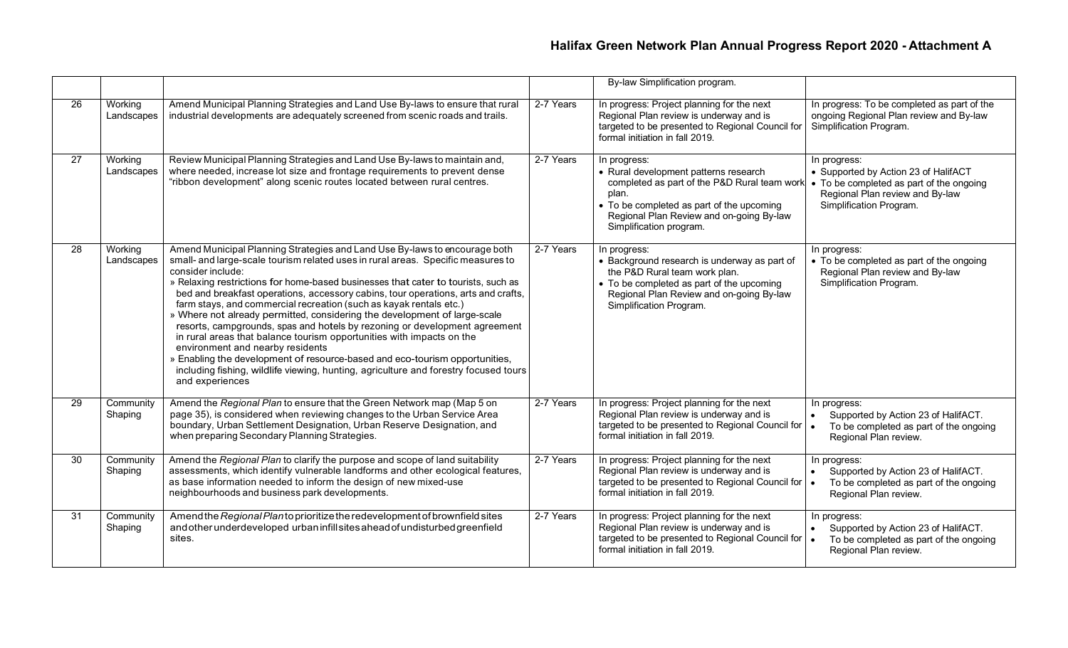| | | | | By-law Simplification program. | |
|---|---|---|---|---|---|
| 26 | Working Landscapes | Amend Municipal Planning Strategies and Land Use By-laws to ensure that rural industrial developments are adequately screened from scenic roads and trails. | 2-7 Years | In progress: Project planning for the next Regional Plan review is underway and is targeted to be presented to Regional Council for formal initiation in fall 2019. | In progress: To be completed as part of the ongoing Regional Plan review and By-law Simplification Program. |
| 27 | Working Landscapes | Review Municipal Planning Strategies and Land Use By-laws to maintain and, where needed, increase lot size and frontage requirements to prevent dense "ribbon development" along scenic routes located between rural centres. | 2-7 Years | In progress:<br>• Rural development patterns research completed as part of the P&D Rural team work plan.<br>• To be completed as part of the upcoming Regional Plan Review and on-going By-law Simplification program. | In progress:<br>• Supported by Action 23 of HalifACT<br>• To be completed as part of the ongoing Regional Plan review and By-law Simplification Program. |
| 28 | Working Landscapes | Amend Municipal Planning Strategies and Land Use By-laws to encourage both small- and large-scale tourism related uses in rural areas. Specific measures to consider include:<br>» Relaxing restrictions for home-based businesses that cater to tourists, such as bed and breakfast operations, accessory cabins, tour operations, arts and crafts, farm stays, and commercial recreation (such as kayak rentals etc.)<br>» Where not already permitted, considering the development of large-scale resorts, campgrounds, spas and hotels by rezoning or development agreement in rural areas that balance tourism opportunities with impacts on the environment and nearby residents<br>» Enabling the development of resource-based and eco-tourism opportunities, including fishing, wildlife viewing, hunting, agriculture and forestry focused tours and experiences | 2-7 Years | In progress:<br>• Background research is underway as part of the P&D Rural team work plan.<br>• To be completed as part of the upcoming Regional Plan Review and on-going By-law Simplification Program. | In progress:<br>• To be completed as part of the ongoing Regional Plan review and By-law Simplification Program. |
| 29 | Community Shaping | Amend the *Regional Plan* to ensure that the Green Network map (Map 5 on page 35), is considered when reviewing changes to the Urban Service Area boundary, Urban Settlement Designation, Urban Reserve Designation, and when preparing Secondary Planning Strategies. | 2-7 Years | In progress: Project planning for the next Regional Plan review is underway and is targeted to be presented to Regional Council for formal initiation in fall 2019. | In progress:<br>• Supported by Action 23 of HalifACT.<br>• To be completed as part of the ongoing Regional Plan review. |
| 30 | Community Shaping | Amend the *Regional Plan* to clarify the purpose and scope of land suitability assessments, which identify vulnerable landforms and other ecological features, as base information needed to inform the design of new mixed-use neighbourhoods and business park developments. | 2-7 Years | In progress: Project planning for the next Regional Plan review is underway and is targeted to be presented to Regional Council for formal initiation in fall 2019. | In progress:<br>• Supported by Action 23 of HalifACT.<br>• To be completed as part of the ongoing Regional Plan review. |
| 31 | Community Shaping | Amend the *Regional Plan* to prioritize the redevelopment of brownfield sites and other underdeveloped urban infill sites ahead of undisturbed greenfield sites. | 2-7 Years | In progress: Project planning for the next Regional Plan review is underway and is targeted to be presented to Regional Council for formal initiation in fall 2019. | In progress:<br>• Supported by Action 23 of HalifACT.<br>• To be completed as part of the ongoing Regional Plan review. |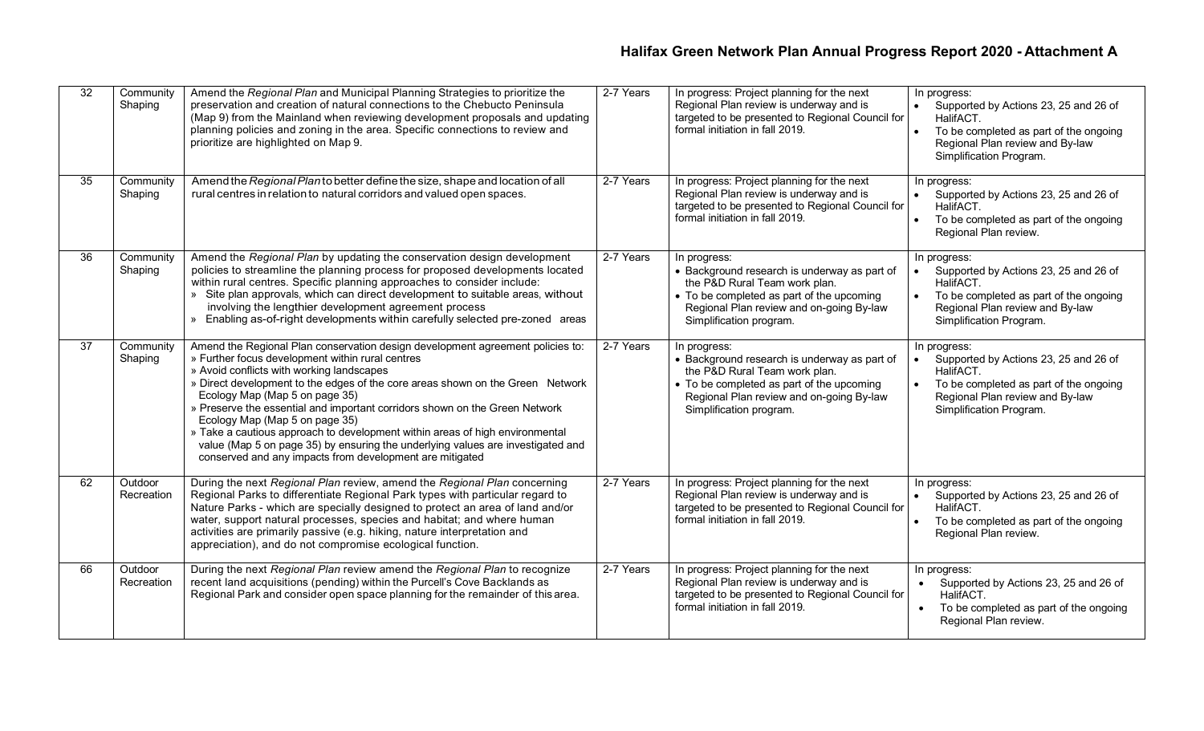| 32 | Community Shaping | Amend the *Regional Plan* and Municipal Planning Strategies to prioritize the preservation and creation of natural connections to the Chebucto Peninsula (Map 9) from the Mainland when reviewing development proposals and updating planning policies and zoning in the area. Specific connections to review and prioritize are highlighted on Map 9. | 2-7 Years | In progress: Project planning for the next Regional Plan review is underway and is targeted to be presented to Regional Council for formal initiation in fall 2019. | In progress:<br>• Supported by Actions 23, 25 and 26 of HalifACT.<br>• To be completed as part of the ongoing Regional Plan review and By-law Simplification Program. |
|---|---|---|---|---|---|
| 35 | Community Shaping | Amend the *Regional Plan* to better define the size, shape and location of all rural centres in relation to natural corridors and valued open spaces. | 2-7 Years | In progress: Project planning for the next Regional Plan review is underway and is targeted to be presented to Regional Council for formal initiation in fall 2019. | In progress:<br>• Supported by Actions 23, 25 and 26 of HalifACT.<br>• To be completed as part of the ongoing Regional Plan review. |
| 36 | Community Shaping | Amend the *Regional Plan* by updating the conservation design development policies to streamline the planning process for proposed developments located within rural centres. Specific planning approaches to consider include:<br>» Site plan approvals, which can direct development to suitable areas, without involving the lengthier development agreement process<br>» Enabling as-of-right developments within carefully selected pre-zoned areas | 2-7 Years | In progress:<br>• Background research is underway as part of the P&D Rural Team work plan.<br>• To be completed as part of the upcoming Regional Plan review and on-going By-law Simplification program. | In progress:<br>• Supported by Actions 23, 25 and 26 of HalifACT.<br>• To be completed as part of the ongoing Regional Plan review and By-law Simplification Program. |
| 37 | Community Shaping | Amend the Regional Plan conservation design development agreement policies to:<br>» Further focus development within rural centres<br>» Avoid conflicts with working landscapes<br>» Direct development to the edges of the core areas shown on the Green Network Ecology Map (Map 5 on page 35)<br>» Preserve the essential and important corridors shown on the Green Network Ecology Map (Map 5 on page 35)<br>» Take a cautious approach to development within areas of high environmental value (Map 5 on page 35) by ensuring the underlying values are investigated and conserved and any impacts from development are mitigated | 2-7 Years | In progress:<br>• Background research is underway as part of the P&D Rural Team work plan.<br>• To be completed as part of the upcoming Regional Plan review and on-going By-law Simplification program. | In progress:<br>• Supported by Actions 23, 25 and 26 of HalifACT.<br>• To be completed as part of the ongoing Regional Plan review and By-law Simplification Program. |
| 62 | Outdoor Recreation | During the next *Regional Plan* review, amend the *Regional Plan* concerning Regional Parks to differentiate Regional Park types with particular regard to Nature Parks - which are specially designed to protect an area of land and/or water, support natural processes, species and habitat; and where human activities are primarily passive (e.g. hiking, nature interpretation and appreciation), and do not compromise ecological function. | 2-7 Years | In progress: Project planning for the next Regional Plan review is underway and is targeted to be presented to Regional Council for formal initiation in fall 2019. | In progress:<br>• Supported by Actions 23, 25 and 26 of HalifACT.<br>• To be completed as part of the ongoing Regional Plan review. |
| 66 | Outdoor Recreation | During the next *Regional Plan* review amend the *Regional Plan* to recognize recent land acquisitions (pending) within the Purcell's Cove Backlands as Regional Park and consider open space planning for the remainder of this area. | 2-7 Years | In progress: Project planning for the next Regional Plan review is underway and is targeted to be presented to Regional Council for formal initiation in fall 2019. | In progress:<br>• Supported by Actions 23, 25 and 26 of HalifACT.<br>• To be completed as part of the ongoing Regional Plan review. |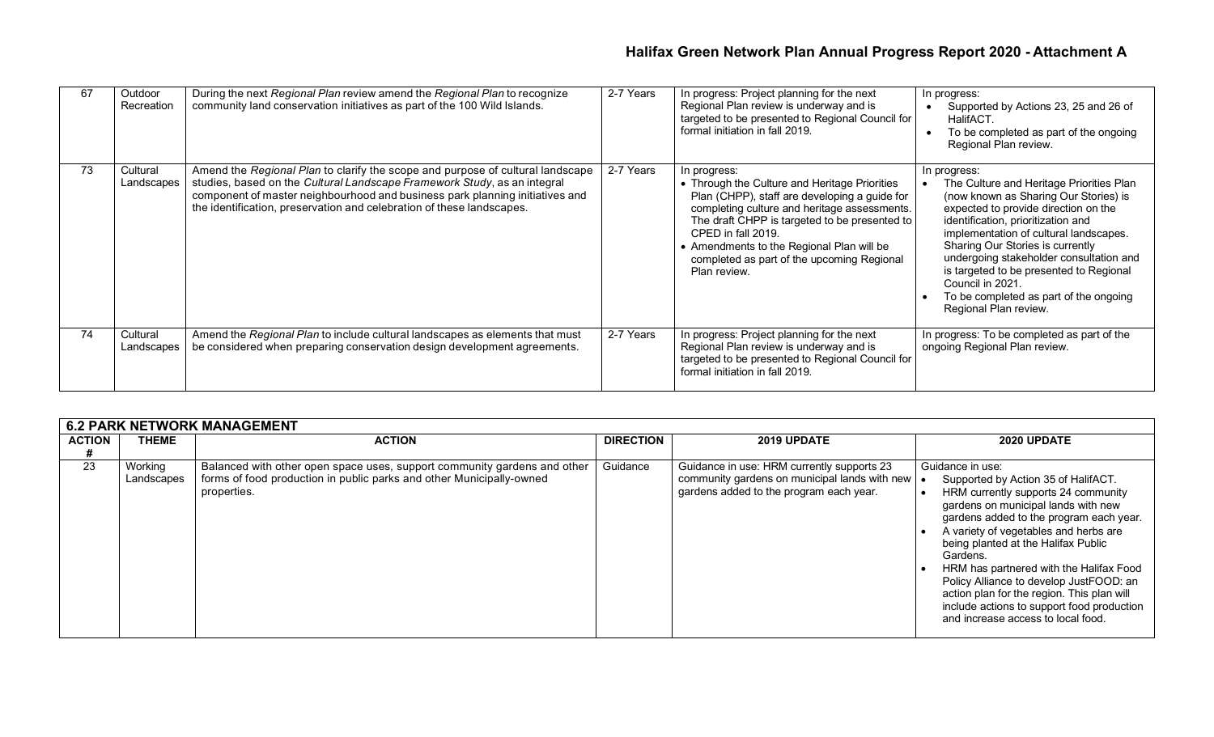| 67 | Outdoor Recreation | During the next *Regional Plan* review amend the *Regional Plan* to recognize community land conservation initiatives as part of the 100 Wild Islands. | 2-7 Years | In progress: Project planning for the next Regional Plan review is underway and is targeted to be presented to Regional Council for formal initiation in fall 2019. | In progress:<br>• Supported by Actions 23, 25 and 26 of HalifACT.<br>• To be completed as part of the ongoing Regional Plan review. |
|---|---|---|---|---|---|
| 73 | Cultural Landscapes | Amend the *Regional Plan* to clarify the scope and purpose of cultural landscape studies, based on the *Cultural Landscape Framework Study*, as an integral component of master neighbourhood and business park planning initiatives and the identification, preservation and celebration of these landscapes. | 2-7 Years | In progress:<br>• Through the Culture and Heritage Priorities Plan (CHPP), staff are developing a guide for completing culture and heritage assessments. The draft CHPP is targeted to be presented to CPED in fall 2019.<br>• Amendments to the Regional Plan will be completed as part of the upcoming Regional Plan review. | In progress:<br>• The Culture and Heritage Priorities Plan (now known as Sharing Our Stories) is expected to provide direction on the identification, prioritization and implementation of cultural landscapes. Sharing Our Stories is currently undergoing stakeholder consultation and is targeted to be presented to Regional Council in 2021.<br>• To be completed as part of the ongoing Regional Plan review. |
| 74 | Cultural Landscapes | Amend the *Regional Plan* to include cultural landscapes as elements that must be considered when preparing conservation design development agreements. | 2-7 Years | In progress: Project planning for the next Regional Plan review is underway and is targeted to be presented to Regional Council for formal initiation in fall 2019. | In progress: To be completed as part of the ongoing Regional Plan review. |

## 6.2 PARK NETWORK MANAGEMENT

| ACTION # | THEME | ACTION | DIRECTION | 2019 UPDATE | 2020 UPDATE |
|---|---|---|---|---|---|
| 23 | Working Landscapes | Balanced with other open space uses, support community gardens and other forms of food production in public parks and other Municipally-owned properties. | Guidance | Guidance in use: HRM currently supports 23 community gardens on municipal lands with new gardens added to the program each year. | Guidance in use:<br>• Supported by Action 35 of HalifACT.<br>• HRM currently supports 24 community gardens on municipal lands with new gardens added to the program each year.<br>• A variety of vegetables and herbs are being planted at the Halifax Public Gardens.<br>• HRM has partnered with the Halifax Food Policy Alliance to develop JustFOOD: an action plan for the region. This plan will include actions to support food production and increase access to local food. |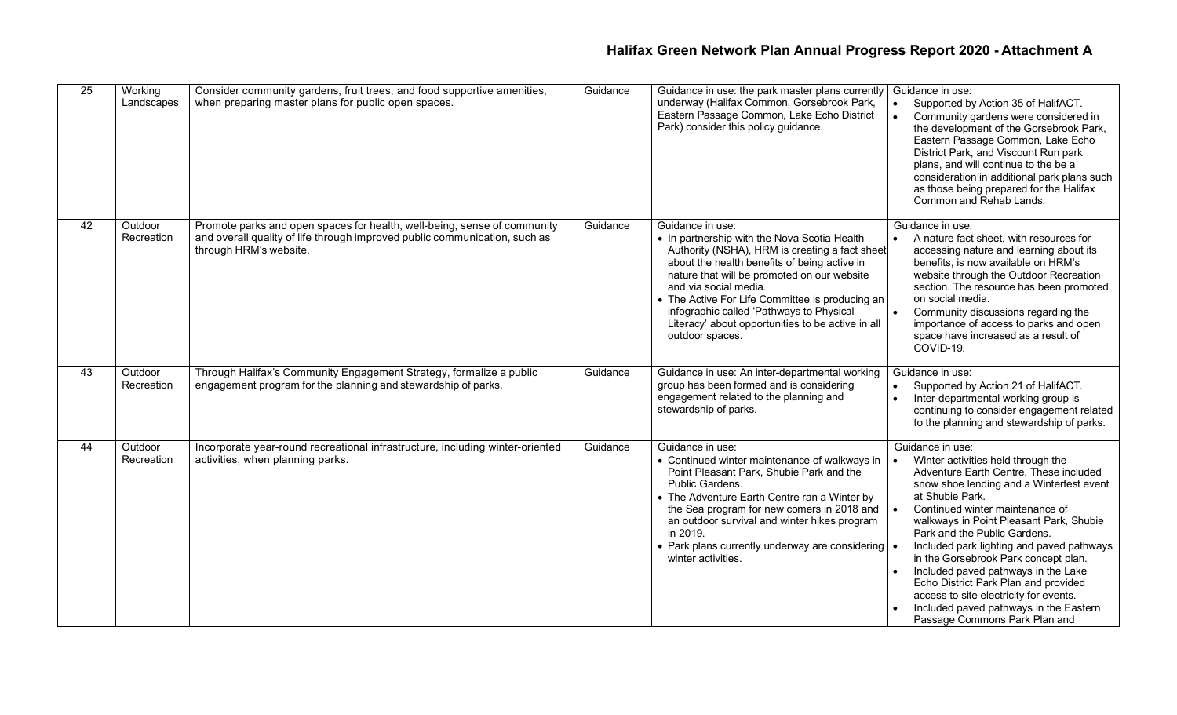| 25 | Working Landscapes | Consider community gardens, fruit trees, and food supportive amenities, when preparing master plans for public open spaces. | Guidance | Guidance in use: the park master plans currently underway (Halifax Common, Gorsebrook Park, Eastern Passage Common, Lake Echo District Park) consider this policy guidance. | Guidance in use:<br>• Supported by Action 35 of HalifACT.<br>• Community gardens were considered in the development of the Gorsebrook Park, Eastern Passage Common, Lake Echo District Park, and Viscount Run park plans, and will continue to the be a consideration in additional park plans such as those being prepared for the Halifax Common and Rehab Lands. |
|---|---|---|---|---|---|
| 42 | Outdoor Recreation | Promote parks and open spaces for health, well-being, sense of community and overall quality of life through improved public communication, such as through HRM's website. | Guidance | Guidance in use:<br>• In partnership with the Nova Scotia Health Authority (NSHA), HRM is creating a fact sheet about the health benefits of being active in nature that will be promoted on our website and via social media.<br>• The Active For Life Committee is producing an infographic called 'Pathways to Physical Literacy' about opportunities to be active in all outdoor spaces. | Guidance in use:<br>• A nature fact sheet, with resources for accessing nature and learning about its benefits, is now available on HRM's website through the Outdoor Recreation section. The resource has been promoted on social media.<br>• Community discussions regarding the importance of access to parks and open space have increased as a result of COVID-19. |
| 43 | Outdoor Recreation | Through Halifax's Community Engagement Strategy, formalize a public engagement program for the planning and stewardship of parks. | Guidance | Guidance in use: An inter-departmental working group has been formed and is considering engagement related to the planning and stewardship of parks. | Guidance in use:<br>• Supported by Action 21 of HalifACT.<br>• Inter-departmental working group is continuing to consider engagement related to the planning and stewardship of parks. |
| 44 | Outdoor Recreation | Incorporate year-round recreational infrastructure, including winter-oriented activities, when planning parks. | Guidance | Guidance in use:<br>• Continued winter maintenance of walkways in Point Pleasant Park, Shubie Park and the Public Gardens.<br>• The Adventure Earth Centre ran a Winter by the Sea program for new comers in 2018 and an outdoor survival and winter hikes program in 2019.<br>• Park plans currently underway are considering winter activities. | Guidance in use:<br>• Winter activities held through the Adventure Earth Centre. These included snow shoe lending and a Winterfest event at Shubie Park.<br>• Continued winter maintenance of walkways in Point Pleasant Park, Shubie Park and the Public Gardens.<br>• Included park lighting and paved pathways in the Gorsebrook Park concept plan.<br>• Included paved pathways in the Lake Echo District Park Plan and provided access to site electricity for events.<br>• Included paved pathways in the Eastern Passage Commons Park Plan and |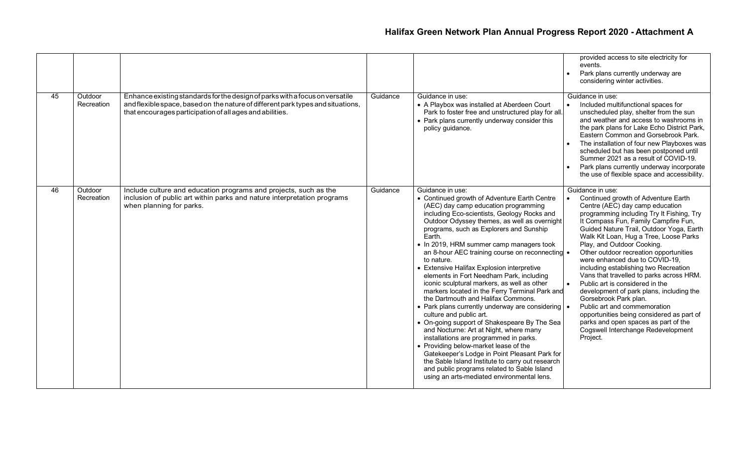| | | | | | • provided access to site electricity for events.<br>• Park plans currently underway are considering winter activities. |
|---|---|---|---|---|---|
| 45 | Outdoor Recreation | Enhance existing standards for the design of parks with a focus on versatile and flexible space, based on the nature of different park types and situations, that encourages participation of all ages and abilities. | Guidance | Guidance in use:<br>• A Playbox was installed at Aberdeen Court Park to foster free and unstructured play for all.<br>• Park plans currently underway consider this policy guidance. | Guidance in use:<br>• Included multifunctional spaces for unscheduled play, shelter from the sun and weather and access to washrooms in the park plans for Lake Echo District Park, Eastern Common and Gorsebrook Park.<br>• The installation of four new Playboxes was scheduled but has been postponed until Summer 2021 as a result of COVID-19.<br>• Park plans currently underway incorporate the use of flexible space and accessibility. |
| 46 | Outdoor Recreation | Include culture and education programs and projects, such as the inclusion of public art within parks and nature interpretation programs when planning for parks. | Guidance | Guidance in use:<br>• Continued growth of Adventure Earth Centre (AEC) day camp education programming including Eco-scientists, Geology Rocks and Outdoor Odyssey themes, as well as overnight programs, such as Explorers and Sunship Earth.<br>• In 2019, HRM summer camp managers took an 8-hour AEC training course on reconnecting to nature.<br>• Extensive Halifax Explosion interpretive elements in Fort Needham Park, including iconic sculptural markers, as well as other markers located in the Ferry Terminal Park and the Dartmouth and Halifax Commons.<br>• Park plans currently underway are considering culture and public art.<br>• On-going support of Shakespeare By The Sea and Nocturne: Art at Night, where many installations are programmed in parks.<br>• Providing below-market lease of the Gatekeeper's Lodge in Point Pleasant Park for the Sable Island Institute to carry out research and public programs related to Sable Island using an arts-mediated environmental lens. | Guidance in use:<br>• Continued growth of Adventure Earth Centre (AEC) day camp education programming including Try It Fishing, Try It Compass Fun, Family Campfire Fun, Guided Nature Trail, Outdoor Yoga, Earth Walk Kit Loan, Hug a Tree, Loose Parks Play, and Outdoor Cooking.<br>• Other outdoor recreation opportunities were enhanced due to COVID-19, including establishing two Recreation Vans that travelled to parks across HRM.<br>• Public art is considered in the development of park plans, including the Gorsebrook Park plan.<br>• Public art and commemoration opportunities being considered as part of parks and open spaces as part of the Cogswell Interchange Redevelopment Project. |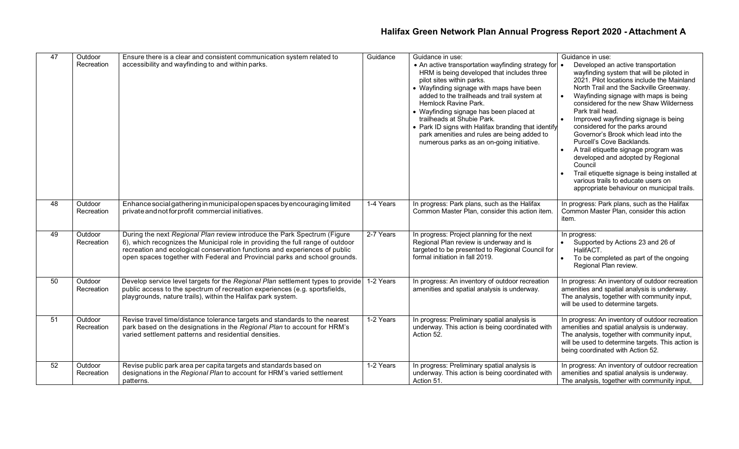| 47 | Outdoor Recreation | Ensure there is a clear and consistent communication system related to accessibility and wayfinding to and within parks. | Guidance | Guidance in use: • An active transportation wayfinding strategy for HRM is being developed that includes three pilot sites within parks. • Wayfinding signage with maps have been added to the trailheads and trail system at Hemlock Ravine Park. • Wayfinding signage has been placed at trailheads at Shubie Park. • Park ID signs with Halifax branding that identify park amenities and rules are being added to numerous parks as an on-going initiative. | Guidance in use: • Developed an active transportation wayfinding system that will be piloted in 2021. Pilot locations include the Mainland North Trail and the Sackville Greenway. • Wayfinding signage with maps is being considered for the new Shaw Wilderness Park trail head. • Improved wayfinding signage is being considered for the parks around Governor's Brook which lead into the Purcell's Cove Backlands. • A trail etiquette signage program was developed and adopted by Regional Council • Trail etiquette signage is being installed at various trails to educate users on appropriate behaviour on municipal trails. |
|---|---|---|---|---|---|
| 48 | Outdoor Recreation | Enhance social gathering in municipal open spaces by encouraging limited private and not for profit commercial initiatives. | 1-4 Years | In progress: Park plans, such as the Halifax Common Master Plan, consider this action item. | In progress: Park plans, such as the Halifax Common Master Plan, consider this action item. |
| 49 | Outdoor Recreation | During the next *Regional Plan* review introduce the Park Spectrum (Figure 6), which recognizes the Municipal role in providing the full range of outdoor recreation and ecological conservation functions and experiences of public open spaces together with Federal and Provincial parks and school grounds. | 2-7 Years | In progress: Project planning for the next Regional Plan review is underway and is targeted to be presented to Regional Council for formal initiation in fall 2019. | In progress: • Supported by Actions 23 and 26 of HalifACT. • To be completed as part of the ongoing Regional Plan review. |
| 50 | Outdoor Recreation | Develop service level targets for the *Regional Plan* settlement types to provide public access to the spectrum of recreation experiences (e.g. sportsfields, playgrounds, nature trails), within the Halifax park system. | 1-2 Years | In progress: An inventory of outdoor recreation amenities and spatial analysis is underway. | In progress: An inventory of outdoor recreation amenities and spatial analysis is underway. The analysis, together with community input, will be used to determine targets. |
| 51 | Outdoor Recreation | Revise travel time/distance tolerance targets and standards to the nearest park based on the designations in the *Regional Plan* to account for HRM's varied settlement patterns and residential densities. | 1-2 Years | In progress: Preliminary spatial analysis is underway. This action is being coordinated with Action 52. | In progress: An inventory of outdoor recreation amenities and spatial analysis is underway. The analysis, together with community input, will be used to determine targets. This action is being coordinated with Action 52. |
| 52 | Outdoor Recreation | Revise public park area per capita targets and standards based on designations in the *Regional Plan* to account for HRM's varied settlement patterns. | 1-2 Years | In progress: Preliminary spatial analysis is underway. This action is being coordinated with Action 51. | In progress: An inventory of outdoor recreation amenities and spatial analysis is underway. The analysis, together with community input, |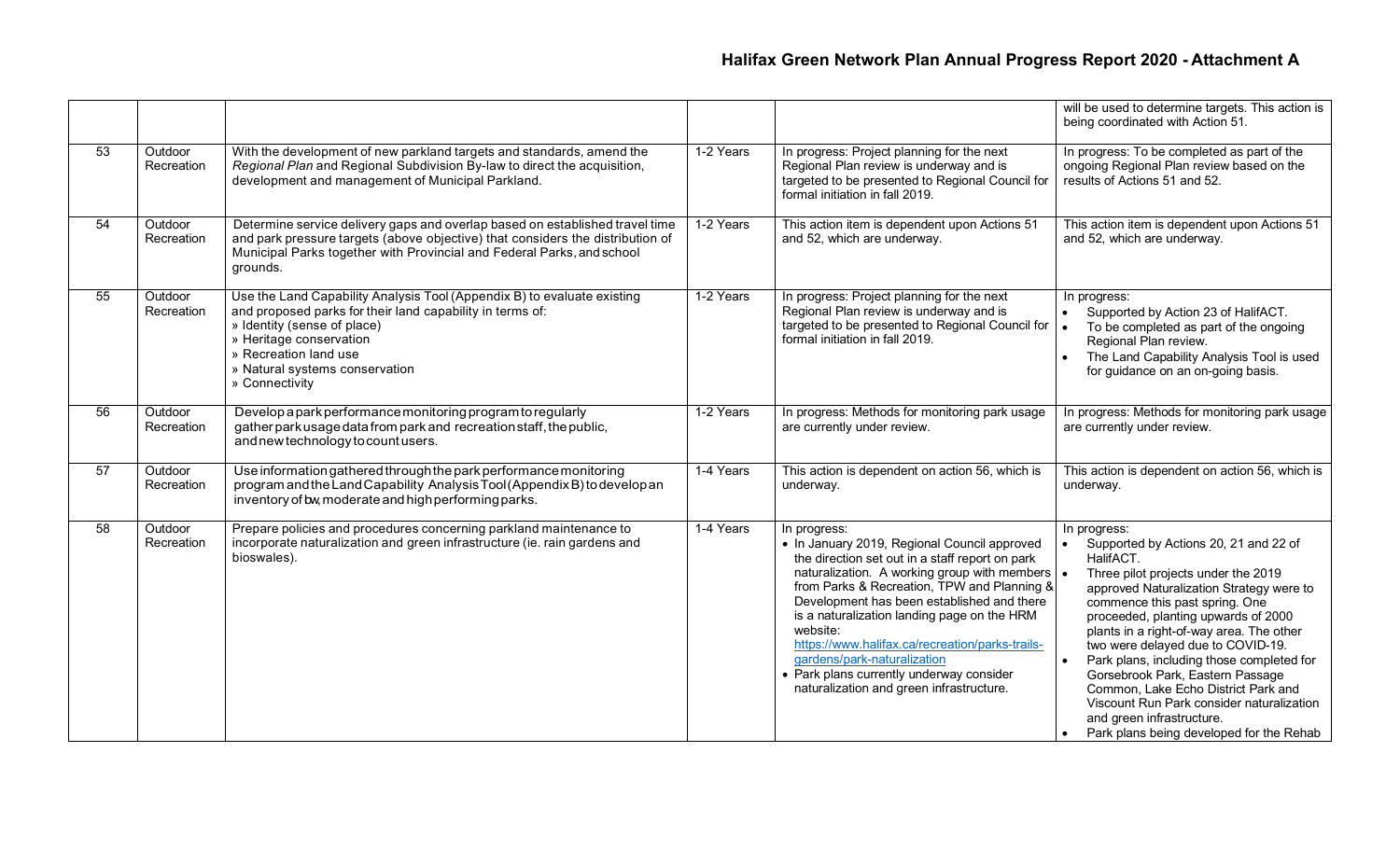| | | | | | |
|---|---|---|---|---|---|
| | | | | | will be used to determine targets. This action is being coordinated with Action 51. |
| 53 | Outdoor Recreation | With the development of new parkland targets and standards, amend the *Regional Plan* and Regional Subdivision By-law to direct the acquisition, development and management of Municipal Parkland. | 1-2 Years | In progress: Project planning for the next Regional Plan review is underway and is targeted to be presented to Regional Council for formal initiation in fall 2019. | In progress: To be completed as part of the ongoing Regional Plan review based on the results of Actions 51 and 52. |
| 54 | Outdoor Recreation | Determine service delivery gaps and overlap based on established travel time and park pressure targets (above objective) that considers the distribution of Municipal Parks together with Provincial and Federal Parks, and school grounds. | 1-2 Years | This action item is dependent upon Actions 51 and 52, which are underway. | This action item is dependent upon Actions 51 and 52, which are underway. |
| 55 | Outdoor Recreation | Use the Land Capability Analysis Tool (Appendix B) to evaluate existing and proposed parks for their land capability in terms of:<br>» Identity (sense of place)<br>» Heritage conservation<br>» Recreation land use<br>» Natural systems conservation<br>» Connectivity | 1-2 Years | In progress: Project planning for the next Regional Plan review is underway and is targeted to be presented to Regional Council for formal initiation in fall 2019. | In progress:<br>• Supported by Action 23 of HalifACT.<br>• To be completed as part of the ongoing Regional Plan review.<br>• The Land Capability Analysis Tool is used for guidance on an on-going basis. |
| 56 | Outdoor Recreation | Develop a park performance monitoring program to regularly gather park usage data from park and recreation staff, the public, and new technology to count users. | 1-2 Years | In progress: Methods for monitoring park usage are currently under review. | In progress: Methods for monitoring park usage are currently under review. |
| 57 | Outdoor Recreation | Use information gathered through the park performance monitoring program and the Land Capability Analysis Tool (Appendix B) to develop an inventory of low, moderate and high performing parks. | 1-4 Years | This action is dependent on action 56, which is underway. | This action is dependent on action 56, which is underway. |
| 58 | Outdoor Recreation | Prepare policies and procedures concerning parkland maintenance to incorporate naturalization and green infrastructure (ie. rain gardens and bioswales). | 1-4 Years | In progress:<br>• In January 2019, Regional Council approved the direction set out in a staff report on park naturalization. A working group with members from Parks & Recreation, TPW and Planning & Development has been established and there is a naturalization landing page on the HRM website: https://www.halifax.ca/recreation/parks-trails-gardens/park-naturalization<br>• Park plans currently underway consider naturalization and green infrastructure. | In progress:<br>• Supported by Actions 20, 21 and 22 of HalifACT.<br>• Three pilot projects under the 2019 approved Naturalization Strategy were to commence this past spring. One proceeded, planting upwards of 2000 plants in a right-of-way area. The other two were delayed due to COVID-19.<br>• Park plans, including those completed for Gorsebrook Park, Eastern Passage Common, Lake Echo District Park and Viscount Run Park consider naturalization and green infrastructure.<br>• Park plans being developed for the Rehab |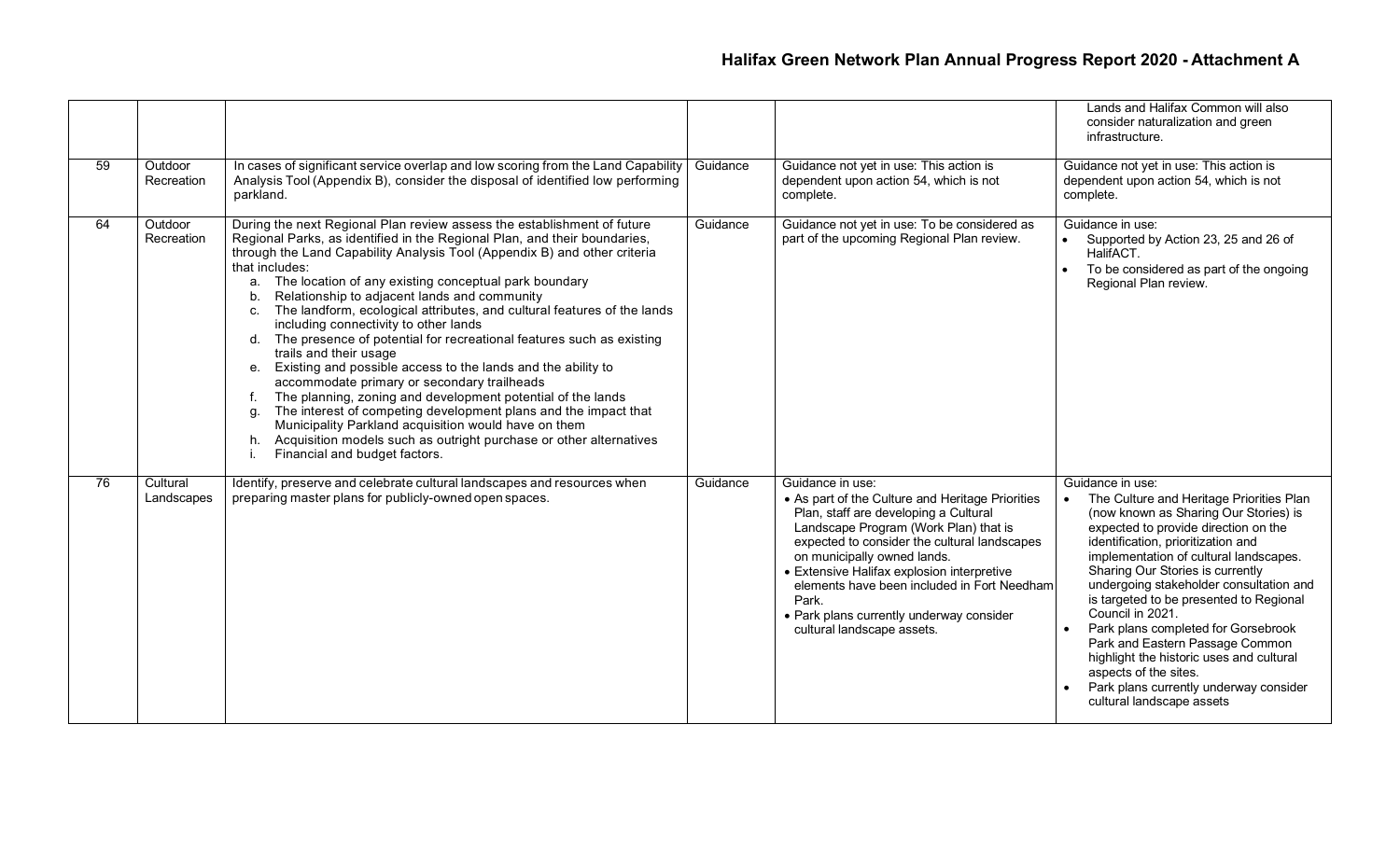| | | | | | Lands and Halifax Common will also consider naturalization and green infrastructure. |
|---|---|---|---|---|---|
| 59 | Outdoor Recreation | In cases of significant service overlap and low scoring from the Land Capability Analysis Tool (Appendix B), consider the disposal of identified low performing parkland. | Guidance | Guidance not yet in use: This action is dependent upon action 54, which is not complete. | Guidance not yet in use: This action is dependent upon action 54, which is not complete. |
| 64 | Outdoor Recreation | During the next Regional Plan review assess the establishment of future Regional Parks, as identified in the Regional Plan, and their boundaries, through the Land Capability Analysis Tool (Appendix B) and other criteria that includes:<br>a. The location of any existing conceptual park boundary<br>b. Relationship to adjacent lands and community<br>c. The landform, ecological attributes, and cultural features of the lands including connectivity to other lands<br>d. The presence of potential for recreational features such as existing trails and their usage<br>e. Existing and possible access to the lands and the ability to accommodate primary or secondary trailheads<br>f. The planning, zoning and development potential of the lands<br>g. The interest of competing development plans and the impact that Municipality Parkland acquisition would have on them<br>h. Acquisition models such as outright purchase or other alternatives<br>i. Financial and budget factors. | Guidance | Guidance not yet in use: To be considered as part of the upcoming Regional Plan review. | Guidance in use:<br>• Supported by Action 23, 25 and 26 of HalifACT.<br>• To be considered as part of the ongoing Regional Plan review. |
| 76 | Cultural Landscapes | Identify, preserve and celebrate cultural landscapes and resources when preparing master plans for publicly-owned open spaces. | Guidance | Guidance in use:<br>• As part of the Culture and Heritage Priorities Plan, staff are developing a Cultural Landscape Program (Work Plan) that is expected to consider the cultural landscapes on municipally owned lands.<br>• Extensive Halifax explosion interpretive elements have been included in Fort Needham Park.<br>• Park plans currently underway consider cultural landscape assets. | Guidance in use:<br>• The Culture and Heritage Priorities Plan (now known as Sharing Our Stories) is expected to provide direction on the identification, prioritization and implementation of cultural landscapes. Sharing Our Stories is currently undergoing stakeholder consultation and is targeted to be presented to Regional Council in 2021.<br>• Park plans completed for Gorsebrook Park and Eastern Passage Common highlight the historic uses and cultural aspects of the sites.<br>• Park plans currently underway consider cultural landscape assets |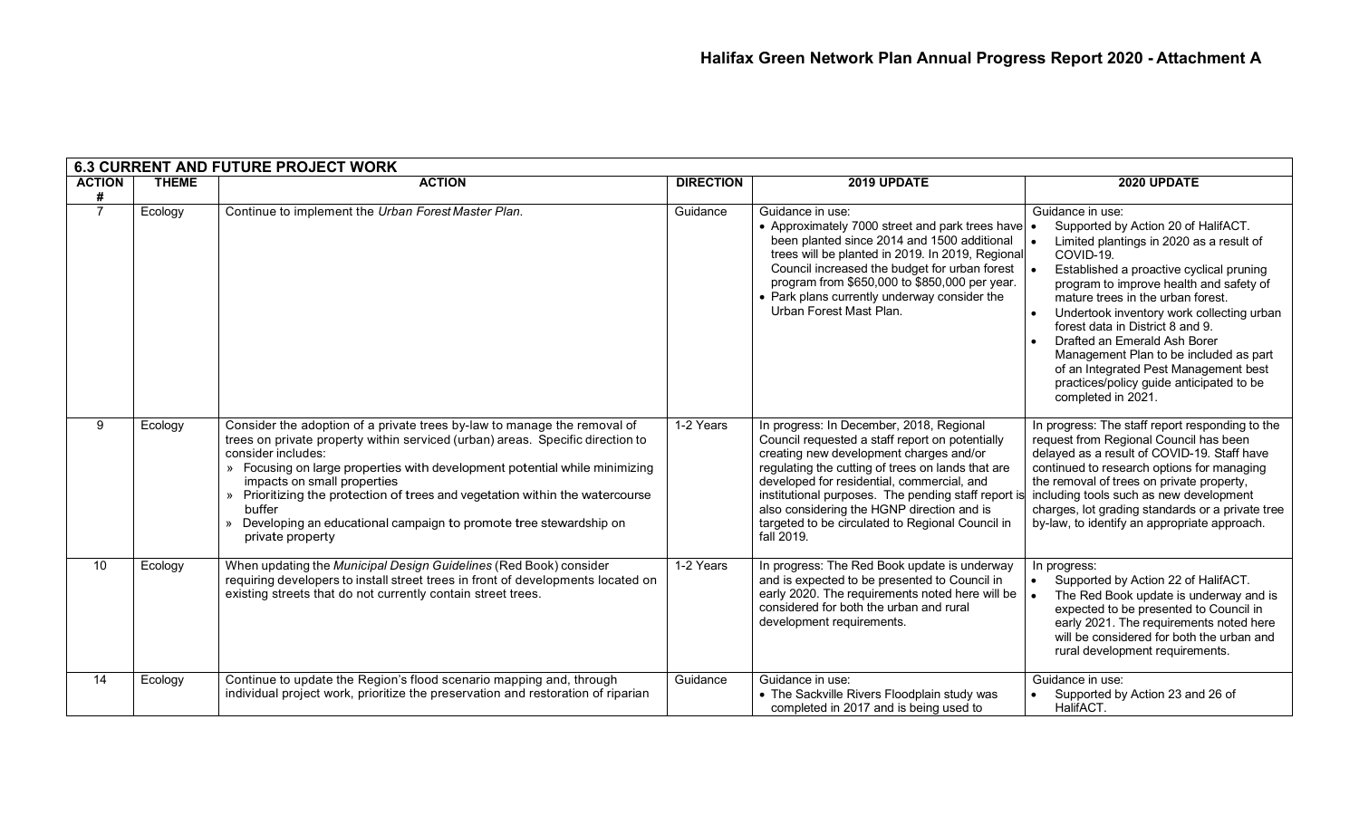# Halifax Green Network Plan Annual Progress Report 2020 - Attachment A

| 6.3 CURRENT AND FUTURE PROJECT WORK | | | | | |
|---|---|---|---|---|---|
| **ACTION #** | **THEME** | **ACTION** | **DIRECTION** | **2019 UPDATE** | **2020 UPDATE** |
| 7 | Ecology | Continue to implement the *Urban Forest Master Plan.* | Guidance | Guidance in use:<br>• Approximately 7000 street and park trees have been planted since 2014 and 1500 additional trees will be planted in 2019. In 2019, Regional Council increased the budget for urban forest program from $650,000 to $850,000 per year.<br>• Park plans currently underway consider the Urban Forest Mast Plan. | Guidance in use:<br>• Supported by Action 20 of HalifACT.<br>• Limited plantings in 2020 as a result of COVID-19.<br>• Established a proactive cyclical pruning program to improve health and safety of mature trees in the urban forest.<br>• Undertook inventory work collecting urban forest data in District 8 and 9.<br>• Drafted an Emerald Ash Borer Management Plan to be included as part of an Integrated Pest Management best practices/policy guide anticipated to be completed in 2021. |
| 9 | Ecology | Consider the adoption of a private trees by-law to manage the removal of trees on private property within serviced (urban) areas. Specific direction to consider includes:<br>» Focusing on large properties with development potential while minimizing impacts on small properties<br>» Prioritizing the protection of trees and vegetation within the watercourse buffer<br>» Developing an educational campaign to promote tree stewardship on private property | 1-2 Years | In progress: In December, 2018, Regional Council requested a staff report on potentially creating new development charges and/or regulating the cutting of trees on lands that are developed for residential, commercial, and institutional purposes. The pending staff report is also considering the HGNP direction and is targeted to be circulated to Regional Council in fall 2019. | In progress: The staff report responding to the request from Regional Council has been delayed as a result of COVID-19. Staff have continued to research options for managing the removal of trees on private property, including tools such as new development charges, lot grading standards or a private tree by-law, to identify an appropriate approach. |
| 10 | Ecology | When updating the *Municipal Design Guidelines* (Red Book) consider requiring developers to install street trees in front of developments located on existing streets that do not currently contain street trees. | 1-2 Years | In progress: The Red Book update is underway and is expected to be presented to Council in early 2020. The requirements noted here will be considered for both the urban and rural development requirements. | In progress:<br>• Supported by Action 22 of HalifACT.<br>• The Red Book update is underway and is expected to be presented to Council in early 2021. The requirements noted here will be considered for both the urban and rural development requirements. |
| 14 | Ecology | Continue to update the Region's flood scenario mapping and, through individual project work, prioritize the preservation and restoration of riparian | Guidance | Guidance in use:<br>• The Sackville Rivers Floodplain study was completed in 2017 and is being used to | Guidance in use:<br>• Supported by Action 23 and 26 of HalifACT. |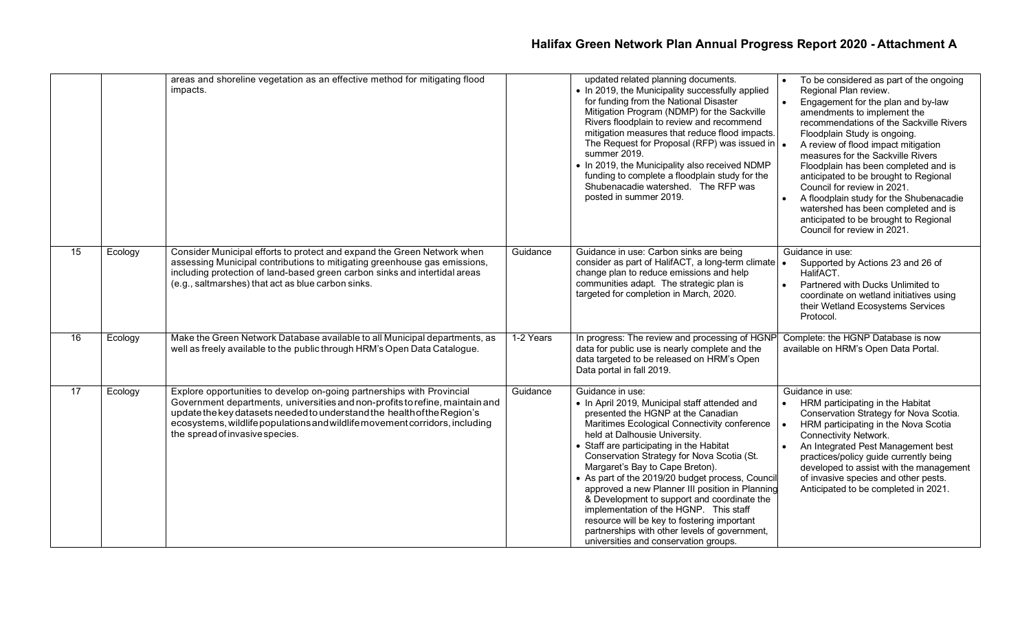| | | | | | |
|---|---|---|---|---|---|
| | | areas and shoreline vegetation as an effective method for mitigating flood impacts. | | updated related planning documents.<br>• In 2019, the Municipality successfully applied for funding from the National Disaster Mitigation Program (NDMP) for the Sackville Rivers floodplain to review and recommend mitigation measures that reduce flood impacts. The Request for Proposal (RFP) was issued in summer 2019.<br>• In 2019, the Municipality also received NDMP funding to complete a floodplain study for the Shubenacadie watershed. The RFP was posted in summer 2019. | • To be considered as part of the ongoing Regional Plan review.<br>• Engagement for the plan and by-law amendments to implement the recommendations of the Sackville Rivers Floodplain Study is ongoing.<br>• A review of flood impact mitigation measures for the Sackville Rivers Floodplain has been completed and is anticipated to be brought to Regional Council for review in 2021.<br>• A floodplain study for the Shubenacadie watershed has been completed and is anticipated to be brought to Regional Council for review in 2021. |
| 15 | Ecology | Consider Municipal efforts to protect and expand the Green Network when assessing Municipal contributions to mitigating greenhouse gas emissions, including protection of land-based green carbon sinks and intertidal areas (e.g., saltmarshes) that act as blue carbon sinks. | Guidance | Guidance in use: Carbon sinks are being consider as part of HalifACT, a long-term climate change plan to reduce emissions and help communities adapt. The strategic plan is targeted for completion in March, 2020. | Guidance in use:<br>• Supported by Actions 23 and 26 of HalifACT.<br>• Partnered with Ducks Unlimited to coordinate on wetland initiatives using their Wetland Ecosystems Services Protocol. |
| 16 | Ecology | Make the Green Network Database available to all Municipal departments, as well as freely available to the public through HRM's Open Data Catalogue. | 1-2 Years | In progress: The review and processing of HGNP data for public use is nearly complete and the data targeted to be released on HRM's Open Data portal in fall 2019. | Complete: the HGNP Database is now available on HRM's Open Data Portal. |
| 17 | Ecology | Explore opportunities to develop on-going partnerships with Provincial Government departments, universities and non-profits to refine, maintain and update the key datasets needed to understand the health of the Region's ecosystems, wildlife populations and wildlife movement corridors, including the spread of invasive species. | Guidance | Guidance in use:<br>• In April 2019, Municipal staff attended and presented the HGNP at the Canadian Maritimes Ecological Connectivity conference held at Dalhousie University.<br>• Staff are participating in the Habitat Conservation Strategy for Nova Scotia (St. Margaret's Bay to Cape Breton).<br>• As part of the 2019/20 budget process, Council approved a new Planner III position in Planning & Development to support and coordinate the implementation of the HGNP. This staff resource will be key to fostering important partnerships with other levels of government, universities and conservation groups. | Guidance in use:<br>• HRM participating in the Habitat Conservation Strategy for Nova Scotia.<br>• HRM participating in the Nova Scotia Connectivity Network.<br>• An Integrated Pest Management best practices/policy guide currently being developed to assist with the management of invasive species and other pests. Anticipated to be completed in 2021. |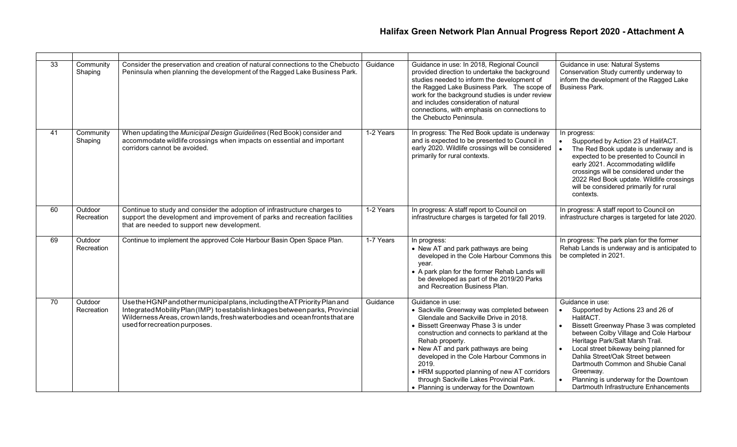# Halifax Green Network Plan Annual Progress Report 2020 - Attachment A

| | | | | | |
|---|---|---|---|---|---|
| 33 | Community Shaping | Consider the preservation and creation of natural connections to the Chebucto Peninsula when planning the development of the Ragged Lake Business Park. | Guidance | Guidance in use: In 2018, Regional Council provided direction to undertake the background studies needed to inform the development of the Ragged Lake Business Park. The scope of work for the background studies is under review and includes consideration of natural connections, with emphasis on connections to the Chebucto Peninsula. | Guidance in use: Natural Systems Conservation Study currently underway to inform the development of the Ragged Lake Business Park. |
| 41 | Community Shaping | When updating the *Municipal Design Guidelines* (Red Book) consider and accommodate wildlife crossings when impacts on essential and important corridors cannot be avoided. | 1-2 Years | In progress: The Red Book update is underway and is expected to be presented to Council in early 2020. Wildlife crossings will be considered primarily for rural contexts. | In progress:<br>• Supported by Action 23 of HalifACT.<br>• The Red Book update is underway and is expected to be presented to Council in early 2021. Accommodating wildlife crossings will be considered under the 2022 Red Book update. Wildlife crossings will be considered primarily for rural contexts. |
| 60 | Outdoor Recreation | Continue to study and consider the adoption of infrastructure charges to support the development and improvement of parks and recreation facilities that are needed to support new development. | 1-2 Years | In progress: A staff report to Council on infrastructure charges is targeted for fall 2019. | In progress: A staff report to Council on infrastructure charges is targeted for late 2020. |
| 69 | Outdoor Recreation | Continue to implement the approved Cole Harbour Basin Open Space Plan. | 1-7 Years | In progress:<br>• New AT and park pathways are being developed in the Cole Harbour Commons this year.<br>• A park plan for the former Rehab Lands will be developed as part of the 2019/20 Parks and Recreation Business Plan. | In progress: The park plan for the former Rehab Lands is underway and is anticipated to be completed in 2021. |
| 70 | Outdoor Recreation | Use the HGNP and other municipal plans, including the AT Priority Plan and Integrated Mobility Plan (IMP) to establish linkages between parks, Provincial Wilderness Areas, crown lands, fresh waterbodies and ocean fronts that are used for recreation purposes. | Guidance | Guidance in use:<br>• Sackville Greenway was completed between Glendale and Sackville Drive in 2018.<br>• Bissett Greenway Phase 3 is under construction and connects to parkland at the Rehab property.<br>• New AT and park pathways are being developed in the Cole Harbour Commons in 2019.<br>• HRM supported planning of new AT corridors through Sackville Lakes Provincial Park.<br>• Planning is underway for the Downtown | Guidance in use:<br>• Supported by Actions 23 and 26 of HalifACT.<br>• Bissett Greenway Phase 3 was completed between Colby Village and Cole Harbour Heritage Park/Salt Marsh Trail.<br>• Local street bikeway being planned for Dahlia Street/Oak Street between Dartmouth Common and Shubie Canal Greenway.<br>• Planning is underway for the Downtown Dartmouth Infrastructure Enhancements |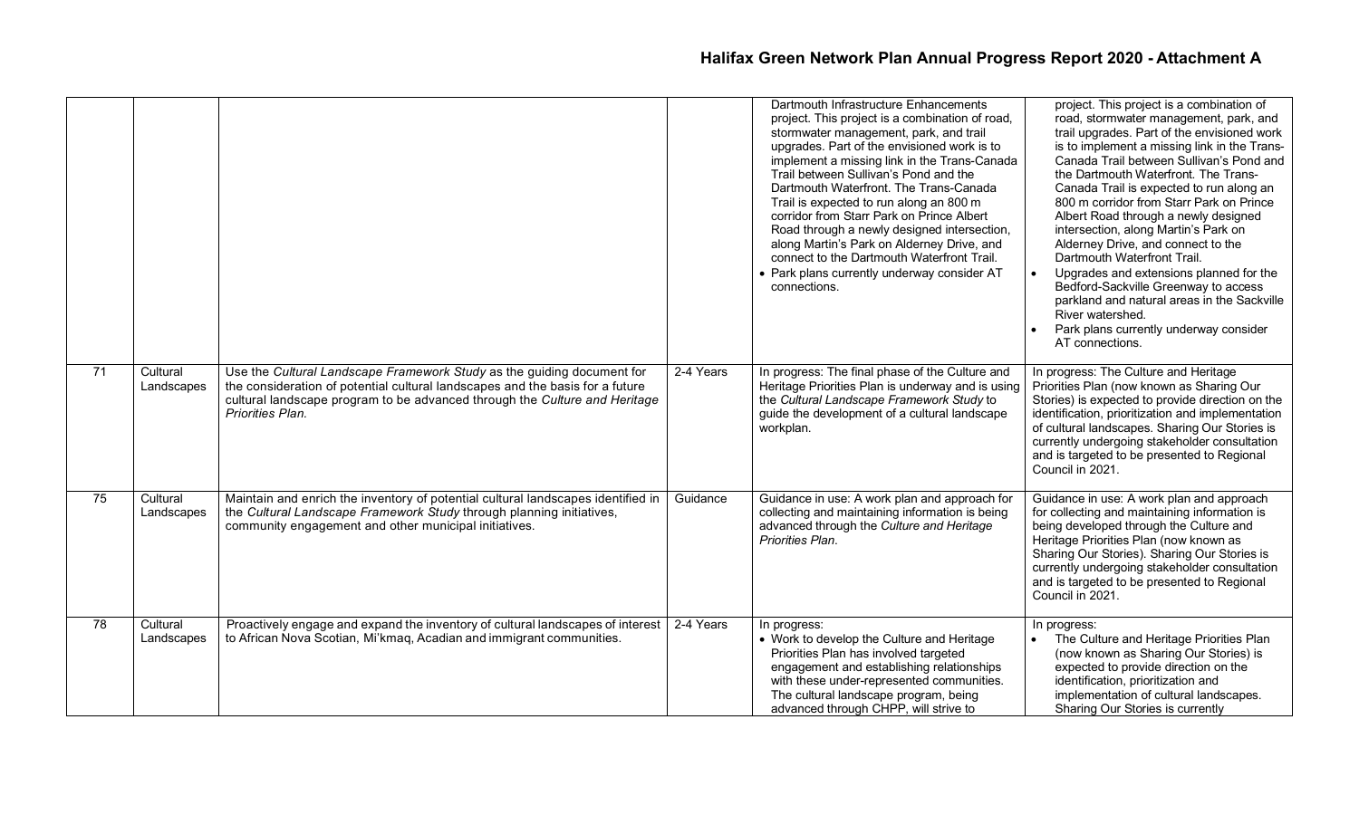# Halifax Green Network Plan Annual Progress Report 2020 - Attachment A

| | | | | | |
|---|---|---|---|---|---|
| | | | | Dartmouth Infrastructure Enhancements project. This project is a combination of road, stormwater management, park, and trail upgrades. Part of the envisioned work is to implement a missing link in the Trans-Canada Trail between Sullivan's Pond and the Dartmouth Waterfront. The Trans-Canada Trail is expected to run along an 800 m corridor from Starr Park on Prince Albert Road through a newly designed intersection, along Martin's Park on Alderney Drive, and connect to the Dartmouth Waterfront Trail.<br>• Park plans currently underway consider AT connections. | project. This project is a combination of road, stormwater management, park, and trail upgrades. Part of the envisioned work is to implement a missing link in the Trans-Canada Trail between Sullivan's Pond and the Dartmouth Waterfront. The Trans-Canada Trail is expected to run along an 800 m corridor from Starr Park on Prince Albert Road through a newly designed intersection, along Martin's Park on Alderney Drive, and connect to the Dartmouth Waterfront Trail.<br>• Upgrades and extensions planned for the Bedford-Sackville Greenway to access parkland and natural areas in the Sackville River watershed.<br>• Park plans currently underway consider AT connections. |
| 71 | Cultural Landscapes | Use the *Cultural Landscape Framework Study* as the guiding document for the consideration of potential cultural landscapes and the basis for a future cultural landscape program to be advanced through the *Culture and Heritage Priorities Plan.* | 2-4 Years | In progress: The final phase of the Culture and Heritage Priorities Plan is underway and is using the *Cultural Landscape Framework Study* to guide the development of a cultural landscape workplan. | In progress: The Culture and Heritage Priorities Plan (now known as Sharing Our Stories) is expected to provide direction on the identification, prioritization and implementation of cultural landscapes. Sharing Our Stories is currently undergoing stakeholder consultation and is targeted to be presented to Regional Council in 2021. |
| 75 | Cultural Landscapes | Maintain and enrich the inventory of potential cultural landscapes identified in the *Cultural Landscape Framework Study* through planning initiatives, community engagement and other municipal initiatives. | Guidance | Guidance in use: A work plan and approach for collecting and maintaining information is being advanced through the *Culture and Heritage Priorities Plan.* | Guidance in use: A work plan and approach for collecting and maintaining information is being developed through the Culture and Heritage Priorities Plan (now known as Sharing Our Stories). Sharing Our Stories is currently undergoing stakeholder consultation and is targeted to be presented to Regional Council in 2021. |
| 78 | Cultural Landscapes | Proactively engage and expand the inventory of cultural landscapes of interest to African Nova Scotian, Mi'kmaq, Acadian and immigrant communities. | 2-4 Years | In progress:<br>• Work to develop the Culture and Heritage Priorities Plan has involved targeted engagement and establishing relationships with these under-represented communities. The cultural landscape program, being advanced through CHPP, will strive to | In progress:<br>• The Culture and Heritage Priorities Plan (now known as Sharing Our Stories) is expected to provide direction on the identification, prioritization and implementation of cultural landscapes. Sharing Our Stories is currently |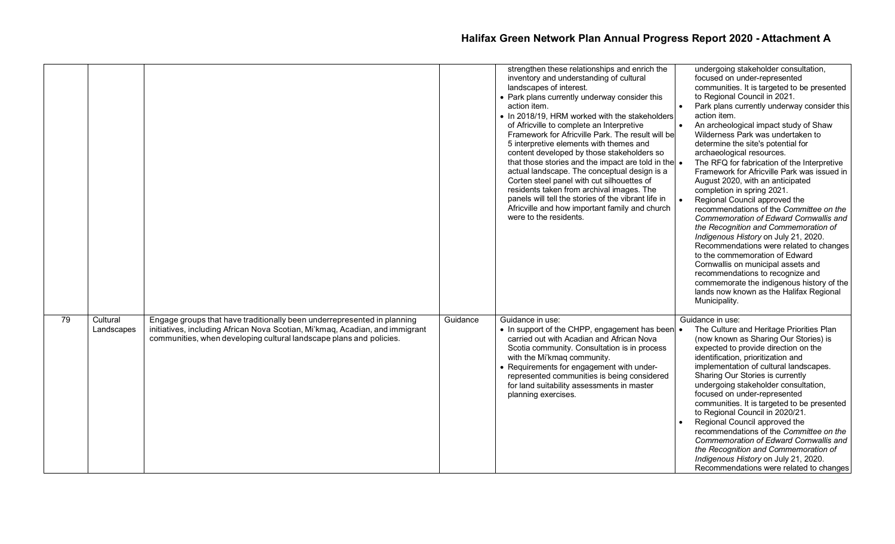# Halifax Green Network Plan Annual Progress Report 2020 - Attachment A

| | | | | | |
|---|---|---|---|---|---|
| | | | | strengthen these relationships and enrich the inventory and understanding of cultural landscapes of interest.<br>• Park plans currently underway consider this action item.<br>• In 2018/19, HRM worked with the stakeholders of Africville to complete an Interpretive Framework for Africville Park. The result will be 5 interpretive elements with themes and content developed by those stakeholders so that those stories and the impact are told in the actual landscape. The conceptual design is a Corten steel panel with cut silhouettes of residents taken from archival images. The panels will tell the stories of the vibrant life in Africville and how important family and church were to the residents. | undergoing stakeholder consultation, focused on under-represented communities. It is targeted to be presented to Regional Council in 2021.<br>• Park plans currently underway consider this action item.<br>• An archeological impact study of Shaw Wilderness Park was undertaken to determine the site's potential for archaeological resources.<br>• The RFQ for fabrication of the Interpretive Framework for Africville Park was issued in August 2020, with an anticipated completion in spring 2021.<br>• Regional Council approved the recommendations of the *Committee on the Commemoration of Edward Cornwallis and the Recognition and Commemoration of Indigenous History* on July 21, 2020. Recommendations were related to changes to the commemoration of Edward Cornwallis on municipal assets and recommendations to recognize and commemorate the indigenous history of the lands now known as the Halifax Regional Municipality. |
| 79 | Cultural Landscapes | Engage groups that have traditionally been underrepresented in planning initiatives, including African Nova Scotian, Mi'kmaq, Acadian, and immigrant communities, when developing cultural landscape plans and policies. | Guidance | Guidance in use:<br>• In support of the CHPP, engagement has been carried out with Acadian and African Nova Scotia community. Consultation is in process with the Mi'kmaq community.<br>• Requirements for engagement with under-represented communities is being considered for land suitability assessments in master planning exercises. | Guidance in use:<br>• The Culture and Heritage Priorities Plan (now known as Sharing Our Stories) is expected to provide direction on the identification, prioritization and implementation of cultural landscapes. Sharing Our Stories is currently undergoing stakeholder consultation, focused on under-represented communities. It is targeted to be presented to Regional Council in 2020/21.<br>• Regional Council approved the recommendations of the *Committee on the Commemoration of Edward Cornwallis and the Recognition and Commemoration of Indigenous History* on July 21, 2020. Recommendations were related to changes |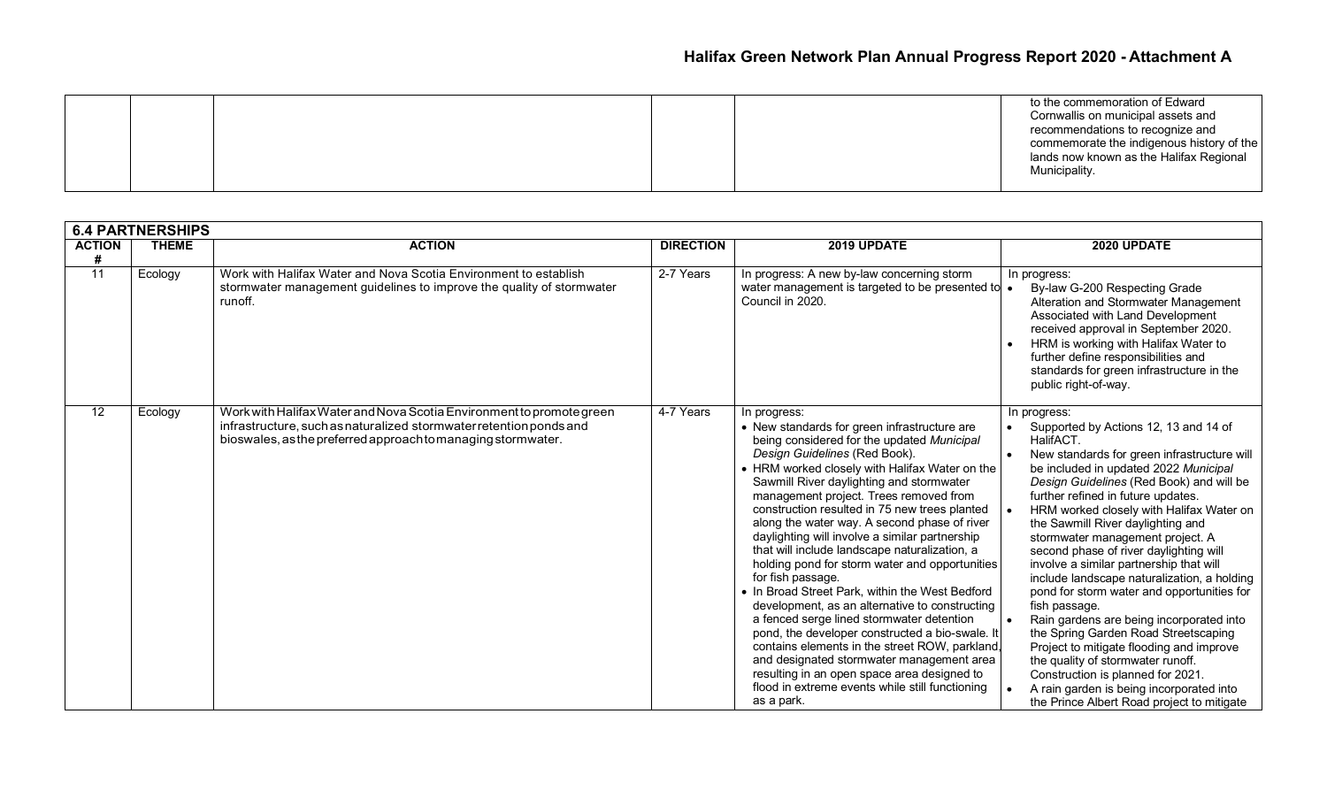| | | | | | |
|---|---|---|---|---|---|
| | | | | | to the commemoration of Edward Cornwallis on municipal assets and recommendations to recognize and commemorate the indigenous history of the lands now known as the Halifax Regional Municipality. |

| **6.4 PARTNERSHIPS** | | | | | |
|---|---|---|---|---|---|
| **ACTION #** | **THEME** | **ACTION** | **DIRECTION** | **2019 UPDATE** | **2020 UPDATE** |
| 11 | Ecology | Work with Halifax Water and Nova Scotia Environment to establish stormwater management guidelines to improve the quality of stormwater runoff. | 2-7 Years | In progress: A new by-law concerning storm water management is targeted to be presented to Council in 2020. | In progress: <br>• By-law G-200 Respecting Grade Alteration and Stormwater Management Associated with Land Development received approval in September 2020. <br>• HRM is working with Halifax Water to further define responsibilities and standards for green infrastructure in the public right-of-way. |
| 12 | Ecology | Work with Halifax Water and Nova Scotia Environment to promote green infrastructure, such as naturalized stormwater retention ponds and bioswales, as the preferred approach to managing stormwater. | 4-7 Years | In progress: <br>• New standards for green infrastructure are being considered for the updated *Municipal Design Guidelines* (Red Book). <br>• HRM worked closely with Halifax Water on the Sawmill River daylighting and stormwater management project. Trees removed from construction resulted in 75 new trees planted along the water way. A second phase of river daylighting will involve a similar partnership that will include landscape naturalization, a holding pond for storm water and opportunities for fish passage. <br>• In Broad Street Park, within the West Bedford development, as an alternative to constructing a fenced serge lined stormwater detention pond, the developer constructed a bio-swale. It contains elements in the street ROW, parkland, and designated stormwater management area resulting in an open space area designed to flood in extreme events while still functioning as a park. | In progress: <br>• Supported by Actions 12, 13 and 14 of HalifACT. <br>• New standards for green infrastructure will be included in updated 2022 *Municipal Design Guidelines* (Red Book) and will be further refined in future updates. <br>• HRM worked closely with Halifax Water on the Sawmill River daylighting and stormwater management project. A second phase of river daylighting will involve a similar partnership that will include landscape naturalization, a holding pond for storm water and opportunities for fish passage. <br>• Rain gardens are being incorporated into the Spring Garden Road Streetscaping Project to mitigate flooding and improve the quality of stormwater runoff. Construction is planned for 2021. <br>• A rain garden is being incorporated into the Prince Albert Road project to mitigate |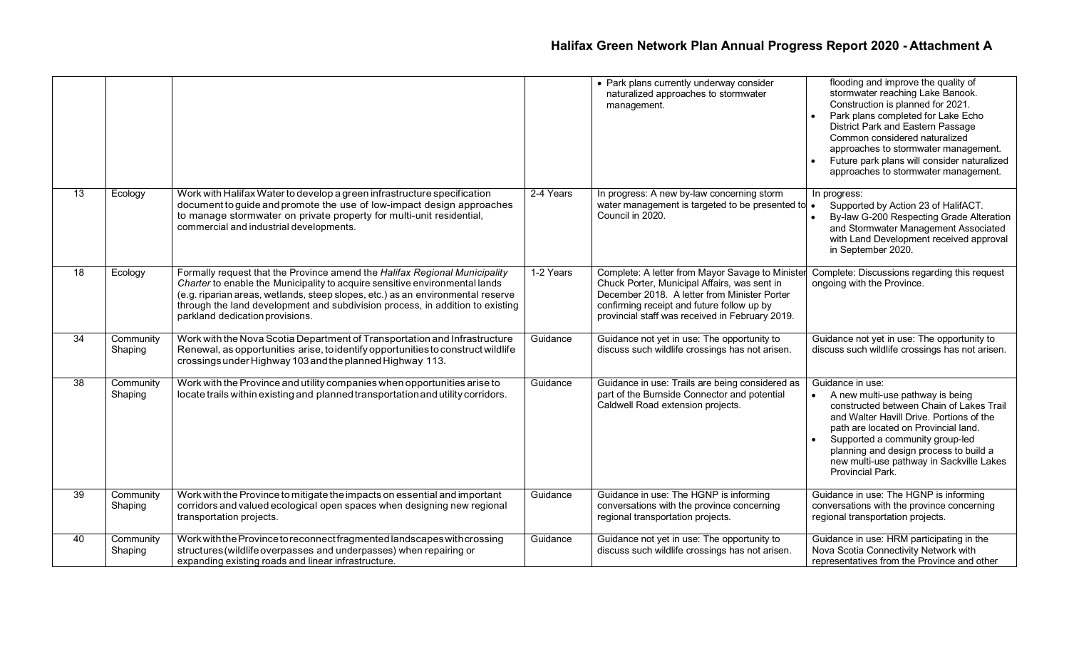| | | | | • Park plans currently underway consider naturalized approaches to stormwater management. | flooding and improve the quality of stormwater reaching Lake Banook. Construction is planned for 2021.<br>• Park plans completed for Lake Echo District Park and Eastern Passage Common considered naturalized approaches to stormwater management.<br>• Future park plans will consider naturalized approaches to stormwater management. |
|---|---|---|---|---|---|
| 13 | Ecology | Work with Halifax Water to develop a green infrastructure specification document to guide and promote the use of low-impact design approaches to manage stormwater on private property for multi-unit residential, commercial and industrial developments. | 2-4 Years | In progress: A new by-law concerning storm water management is targeted to be presented to Council in 2020. | In progress:<br>• Supported by Action 23 of HalifACT.<br>• By-law G-200 Respecting Grade Alteration and Stormwater Management Associated with Land Development received approval in September 2020. |
| 18 | Ecology | Formally request that the Province amend the *Halifax Regional Municipality Charter* to enable the Municipality to acquire sensitive environmental lands (e.g. riparian areas, wetlands, steep slopes, etc.) as an environmental reserve through the land development and subdivision process, in addition to existing parkland dedication provisions. | 1-2 Years | Complete: A letter from Mayor Savage to Minister Chuck Porter, Municipal Affairs, was sent in December 2018. A letter from Minister Porter confirming receipt and future follow up by provincial staff was received in February 2019. | Complete: Discussions regarding this request ongoing with the Province. |
| 34 | Community Shaping | Work with the Nova Scotia Department of Transportation and Infrastructure Renewal, as opportunities arise, to identify opportunities to construct wildlife crossings under Highway 103 and the planned Highway 113. | Guidance | Guidance not yet in use: The opportunity to discuss such wildlife crossings has not arisen. | Guidance not yet in use: The opportunity to discuss such wildlife crossings has not arisen. |
| 38 | Community Shaping | Work with the Province and utility companies when opportunities arise to locate trails within existing and planned transportation and utility corridors. | Guidance | Guidance in use: Trails are being considered as part of the Burnside Connector and potential Caldwell Road extension projects. | Guidance in use:<br>• A new multi-use pathway is being constructed between Chain of Lakes Trail and Walter Havill Drive. Portions of the path are located on Provincial land.<br>• Supported a community group-led planning and design process to build a new multi-use pathway in Sackville Lakes Provincial Park. |
| 39 | Community Shaping | Work with the Province to mitigate the impacts on essential and important corridors and valued ecological open spaces when designing new regional transportation projects. | Guidance | Guidance in use: The HGNP is informing conversations with the province concerning regional transportation projects. | Guidance in use: The HGNP is informing conversations with the province concerning regional transportation projects. |
| 40 | Community Shaping | Work with the Province to reconnect fragmented landscapes with crossing structures (wildlife overpasses and underpasses) when repairing or expanding existing roads and linear infrastructure. | Guidance | Guidance not yet in use: The opportunity to discuss such wildlife crossings has not arisen. | Guidance in use: HRM participating in the Nova Scotia Connectivity Network with representatives from the Province and other |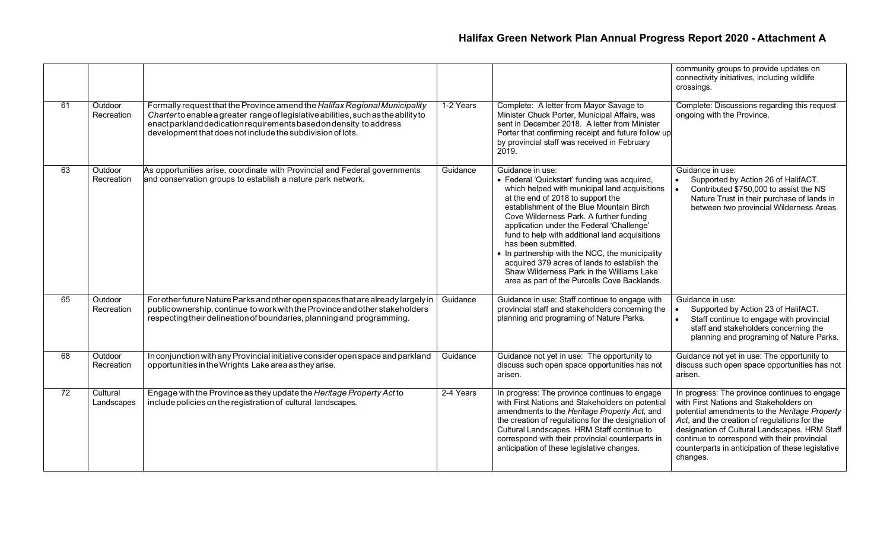| | | | | | community groups to provide updates on connectivity initiatives, including wildlife crossings. |
|---|---|---|---|---|---|
| 61 | Outdoor Recreation | Formally request that the Province amend the *Halifax Regional Municipality Charter* to enable a greater range of legislative abilities, such as the ability to enact parkland dedication requirements based on density to address development that does not include the subdivision of lots. | 1-2 Years | Complete: A letter from Mayor Savage to Minister Chuck Porter, Municipal Affairs, was sent in December 2018. A letter from Minister Porter that confirming receipt and future follow up by provincial staff was received in February 2019. | Complete: Discussions regarding this request ongoing with the Province. |
| 63 | Outdoor Recreation | As opportunities arise, coordinate with Provincial and Federal governments and conservation groups to establish a nature park network. | Guidance | Guidance in use:<br>• Federal 'Quickstart' funding was acquired, which helped with municipal land acquisitions at the end of 2018 to support the establishment of the Blue Mountain Birch Cove Wilderness Park. A further funding application under the Federal 'Challenge' fund to help with additional land acquisitions has been submitted.<br>• In partnership with the NCC, the municipality acquired 379 acres of lands to establish the Shaw Wilderness Park in the Williams Lake area as part of the Purcells Cove Backlands. | Guidance in use:<br>• Supported by Action 26 of HalifACT.<br>• Contributed $750,000 to assist the NS Nature Trust in their purchase of lands in between two provincial Wilderness Areas. |
| 65 | Outdoor Recreation | For other future Nature Parks and other open spaces that are already largely in public ownership, continue to work with the Province and other stakeholders respecting their delineation of boundaries, planning and programming. | Guidance | Guidance in use: Staff continue to engage with provincial staff and stakeholders concerning the planning and programing of Nature Parks. | Guidance in use:<br>• Supported by Action 23 of HalifACT.<br>• Staff continue to engage with provincial staff and stakeholders concerning the planning and programing of Nature Parks. |
| 68 | Outdoor Recreation | In conjunction with any Provincial initiative consider open space and parkland opportunities in the Wrights Lake area as they arise. | Guidance | Guidance not yet in use: The opportunity to discuss such open space opportunities has not arisen. | Guidance not yet in use: The opportunity to discuss such open space opportunities has not arisen. |
| 72 | Cultural Landscapes | Engage with the Province as they update the *Heritage Property Act* to include policies on the registration of cultural landscapes. | 2-4 Years | In progress: The province continues to engage with First Nations and Stakeholders on potential amendments to the *Heritage Property Act*, and the creation of regulations for the designation of Cultural Landscapes. HRM Staff continue to correspond with their provincial counterparts in anticipation of these legislative changes. | In progress: The province continues to engage with First Nations and Stakeholders on potential amendments to the *Heritage Property Act*, and the creation of regulations for the designation of Cultural Landscapes. HRM Staff continue to correspond with their provincial counterparts in anticipation of these legislative changes. |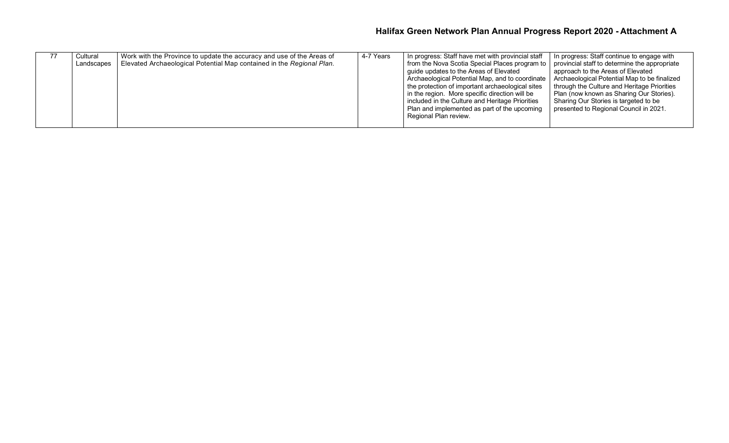| | | | | | |
|---|---|---|---|---|---|
| 77 | Cultural Landscapes | Work with the Province to update the accuracy and use of the Areas of Elevated Archaeological Potential Map contained in the *Regional Plan*. | 4-7 Years | In progress: Staff have met with provincial staff from the Nova Scotia Special Places program to guide updates to the Areas of Elevated Archaeological Potential Map, and to coordinate the protection of important archaeological sites in the region. More specific direction will be included in the Culture and Heritage Priorities Plan and implemented as part of the upcoming Regional Plan review. | In progress: Staff continue to engage with provincial staff to determine the appropriate approach to the Areas of Elevated Archaeological Potential Map to be finalized through the Culture and Heritage Priorities Plan (now known as Sharing Our Stories). Sharing Our Stories is targeted to be presented to Regional Council in 2021. |